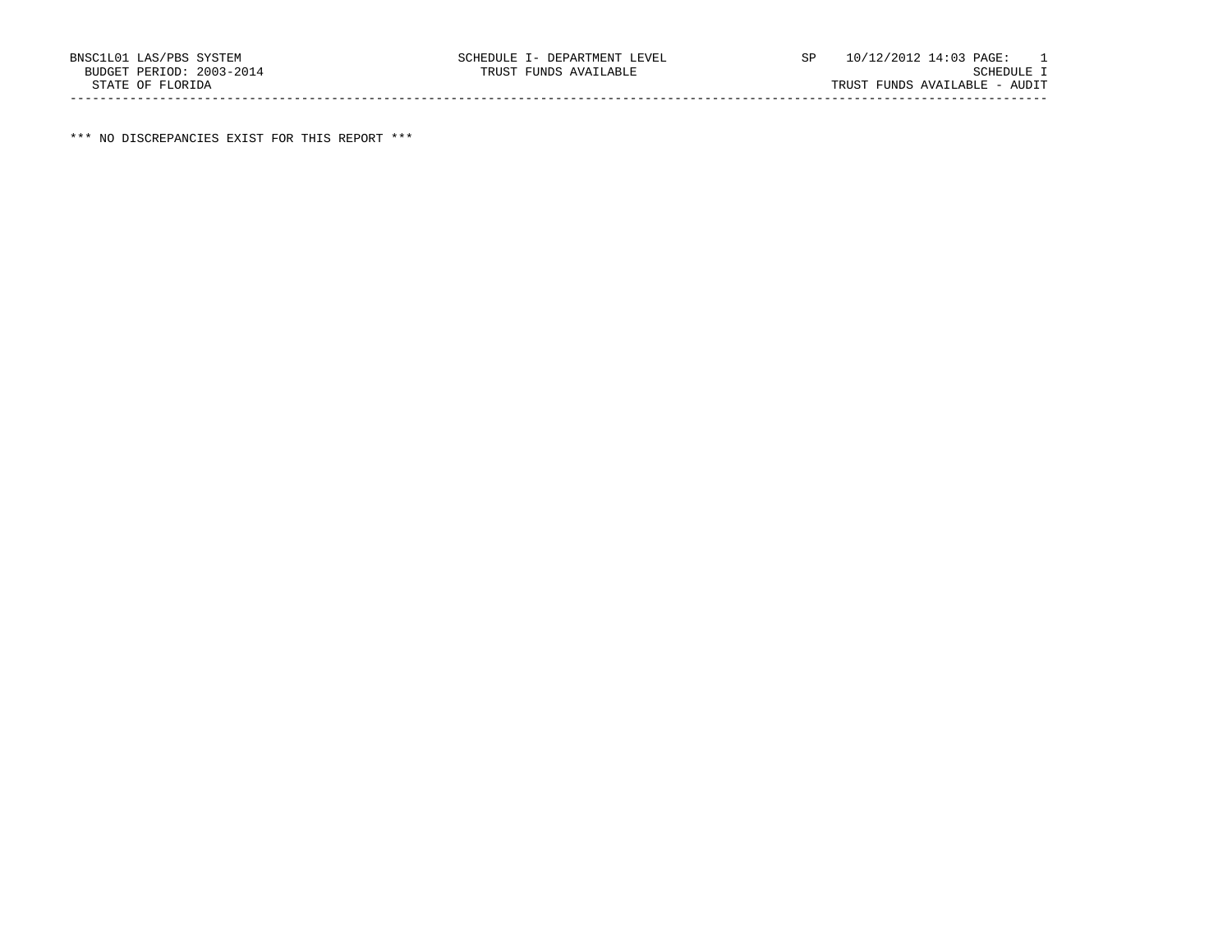BNSC1L01 LAS/PBS SYSTEM SCHEDULE I- DEPARTMENT LEVEL SP 10/12/2012 14:03 PAGE: 1
BUDGET PERIOD: 2003-2014 TRUST FUNDS AVAILABLE SCHEDULE I
STATE OF FLORIDA TRUST FUNDS AVAILABLE - AUDIT

---

*** NO DISCREPANCIES EXIST FOR THIS REPORT ***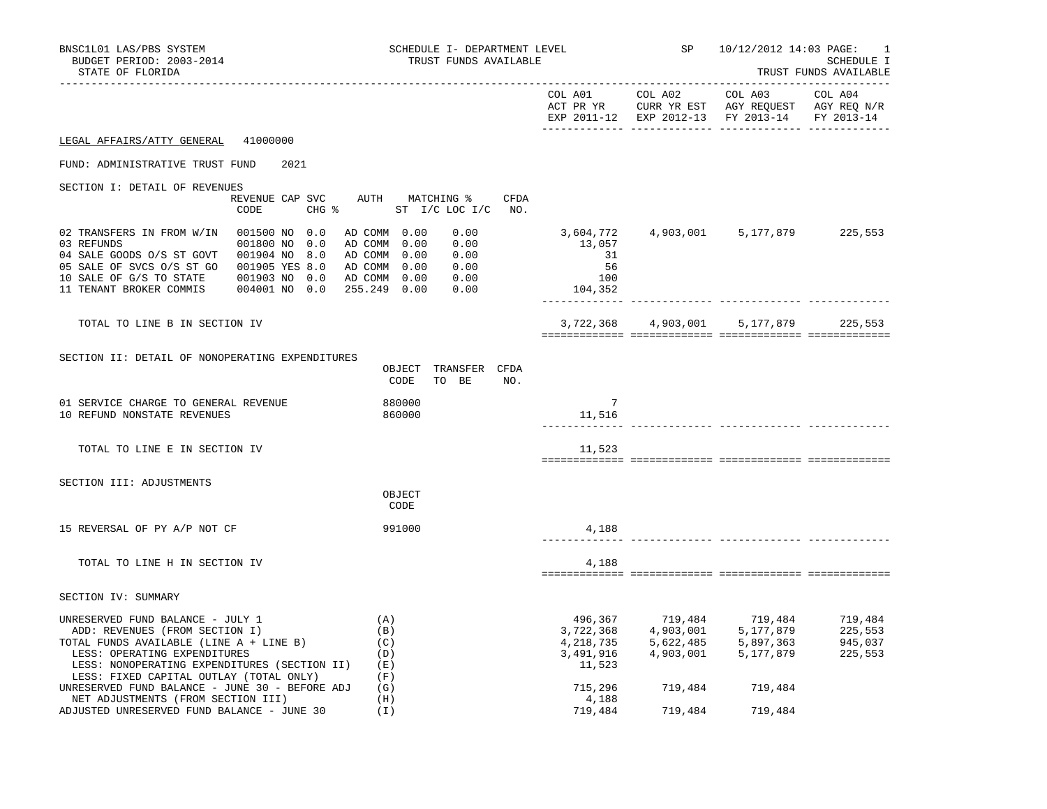BNSC1L01 LAS/PBS SYSTEM — SCHEDULE I- DEPARTMENT LEVEL — SP 10/12/2012 14:03 PAGE: 1

BUDGET PERIOD: 2003-2014 — TRUST FUNDS AVAILABLE — SCHEDULE I

STATE OF FLORIDA — TRUST FUNDS AVAILABLE

**LEGAL AFFAIRS/ATTY GENERAL 41000000**

FUND: ADMINISTRATIVE TRUST FUND 2021

## SECTION I: DETAIL OF REVENUES

| | REVENUE CODE | CAP | SVC CHG % | AUTH | MATCHING % ST I/C | LOC I/C | CFDA NO. | COL A01 ACT PR YR EXP 2011-12 | COL A02 CURR YR EST EXP 2012-13 | COL A03 AGY REQUEST FY 2013-14 | COL A04 AGY REQ N/R FY 2013-14 |
|---|---|---|---|---|---|---|---|---|---|---|---|
| 02 TRANSFERS IN FROM W/IN | 001500 | NO | 0.0 | AD COMM | 0.00 | 0.00 | | 3,604,772 | 4,903,001 | 5,177,879 | 225,553 |
| 03 REFUNDS | 001800 | NO | 0.0 | AD COMM | 0.00 | 0.00 | | 13,057 | | | |
| 04 SALE GOODS O/S ST GOVT | 001904 | NO | 8.0 | AD COMM | 0.00 | 0.00 | | 31 | | | |
| 05 SALE OF SVCS O/S ST GO | 001905 | YES | 8.0 | AD COMM | 0.00 | 0.00 | | 56 | | | |
| 10 SALE OF G/S TO STATE | 001903 | NO | 0.0 | AD COMM | 0.00 | 0.00 | | 100 | | | |
| 11 TENANT BROKER COMMIS | 004001 | NO | 0.0 | 255.249 | 0.00 | 0.00 | | 104,352 | | | |
| TOTAL TO LINE B IN SECTION IV | | | | | | | | 3,722,368 | 4,903,001 | 5,177,879 | 225,553 |

## SECTION II: DETAIL OF NONOPERATING EXPENDITURES

| | OBJECT CODE | TRANSFER TO BE | CFDA NO. | COL A01 | COL A02 | COL A03 | COL A04 |
|---|---|---|---|---|---|---|---|
| 01 SERVICE CHARGE TO GENERAL REVENUE | 880000 | | | 7 | | | |
| 10 REFUND NONSTATE REVENUES | 860000 | | | 11,516 | | | |
| TOTAL TO LINE E IN SECTION IV | | | | 11,523 | | | |

## SECTION III: ADJUSTMENTS

| | OBJECT CODE | COL A01 | COL A02 | COL A03 | COL A04 |
|---|---|---|---|---|---|
| 15 REVERSAL OF PY A/P NOT CF | 991000 | 4,188 | | | |
| TOTAL TO LINE H IN SECTION IV | | 4,188 | | | |

## SECTION IV: SUMMARY

| | | COL A01 | COL A02 | COL A03 | COL A04 |
|---|---|---|---|---|---|
| UNRESERVED FUND BALANCE - JULY 1 | (A) | 496,367 | 719,484 | 719,484 | 719,484 |
| ADD: REVENUES (FROM SECTION I) | (B) | 3,722,368 | 4,903,001 | 5,177,879 | 225,553 |
| TOTAL FUNDS AVAILABLE (LINE A + LINE B) | (C) | 4,218,735 | 5,622,485 | 5,897,363 | 945,037 |
| LESS: OPERATING EXPENDITURES | (D) | 3,491,916 | 4,903,001 | 5,177,879 | 225,553 |
| LESS: NONOPERATING EXPENDITURES (SECTION II) | (E) | 11,523 | | | |
| LESS: FIXED CAPITAL OUTLAY (TOTAL ONLY) | (F) | | | | |
| UNRESERVED FUND BALANCE - JUNE 30 - BEFORE ADJ | (G) | 715,296 | 719,484 | 719,484 | |
| NET ADJUSTMENTS (FROM SECTION III) | (H) | 4,188 | | | |
| ADJUSTED UNRESERVED FUND BALANCE - JUNE 30 | (I) | 719,484 | 719,484 | 719,484 | |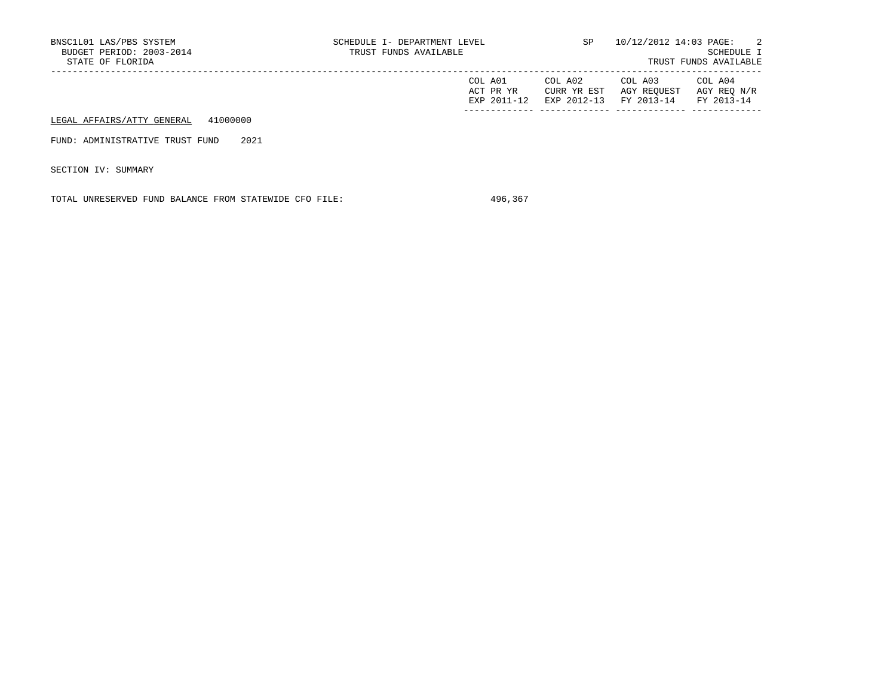| | COL A01 ACT PR YR EXP 2011-12 | COL A02 CURR YR EST EXP 2012-13 | COL A03 AGY REQUEST FY 2013-14 | COL A04 AGY REQ N/R FY 2013-14 |
|---|---|---|---|---|
| LEGAL AFFAIRS/ATTY GENERAL 41000000 | | | | |
| FUND: ADMINISTRATIVE TRUST FUND 2021 | | | | |
| SECTION IV: SUMMARY | | | | |
| TOTAL UNRESERVED FUND BALANCE FROM STATEWIDE CFO FILE: | 496,367 | | | |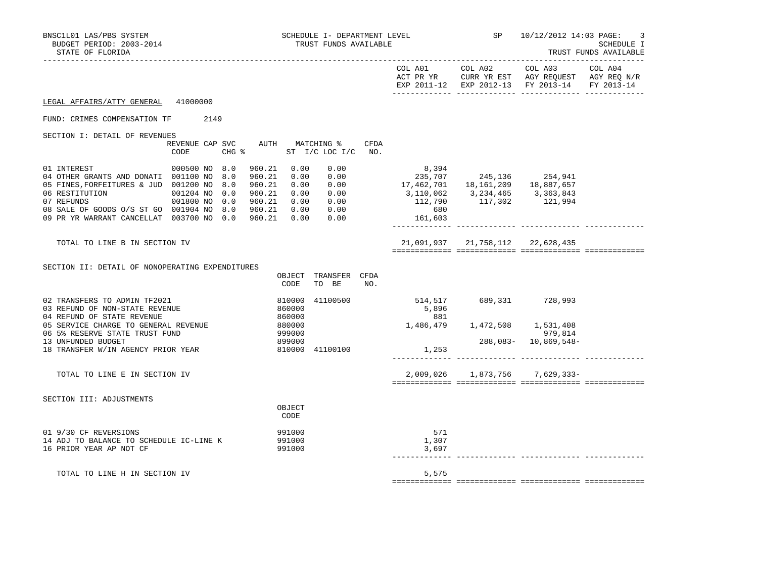BNSC1L01 LAS/PBS SYSTEM | SCHEDULE I- DEPARTMENT LEVEL | SP 10/12/2012 14:03 PAGE: 3
BUDGET PERIOD: 2003-2014 | TRUST FUNDS AVAILABLE | SCHEDULE I
STATE OF FLORIDA | | TRUST FUNDS AVAILABLE

**LEGAL AFFAIRS/ATTY GENERAL 41000000**

**FUND: CRIMES COMPENSATION TF 2149**

## SECTION I: DETAIL OF REVENUES

| | REVENUE CODE | CAP | SVC CHG % | AUTH | MATCHING % ST I/C | LOC I/C | CFDA NO. | COL A01 ACT PR YR EXP 2011-12 | COL A02 CURR YR EST EXP 2012-13 | COL A03 AGY REQUEST FY 2013-14 | COL A04 AGY REQ N/R FY 2013-14 |
|---|---|---|---|---|---|---|---|---|---|---|---|
| 01 INTEREST | 000500 | NO | 8.0 | 960.21 | 0.00 | 0.00 | | 8,394 | | | |
| 04 OTHER GRANTS AND DONATI | 001100 | NO | 8.0 | 960.21 | 0.00 | 0.00 | | 235,707 | 245,136 | 254,941 | |
| 05 FINES,FORFEITURES & JUD | 001200 | NO | 8.0 | 960.21 | 0.00 | 0.00 | | 17,462,701 | 18,161,209 | 18,887,657 | |
| 06 RESTITUTION | 001204 | NO | 0.0 | 960.21 | 0.00 | 0.00 | | 3,110,062 | 3,234,465 | 3,363,843 | |
| 07 REFUNDS | 001800 | NO | 0.0 | 960.21 | 0.00 | 0.00 | | 112,790 | 117,302 | 121,994 | |
| 08 SALE OF GOODS O/S ST GO | 001904 | NO | 8.0 | 960.21 | 0.00 | 0.00 | | 680 | | | |
| 09 PR YR WARRANT CANCELLAT | 003700 | NO | 0.0 | 960.21 | 0.00 | 0.00 | | 161,603 | | | |
| TOTAL TO LINE B IN SECTION IV | | | | | | | | 21,091,937 | 21,758,112 | 22,628,435 | |

## SECTION II: DETAIL OF NONOPERATING EXPENDITURES

| | OBJECT CODE | TRANSFER TO BE | CFDA NO. | COL A01 | COL A02 | COL A03 | COL A04 |
|---|---|---|---|---|---|---|---|
| 02 TRANSFERS TO ADMIN TF2021 | 810000 | 41100500 | | 514,517 | 689,331 | 728,993 | |
| 03 REFUND OF NON-STATE REVENUE | 860000 | | | 5,896 | | | |
| 04 REFUND OF STATE REVENUE | 860000 | | | 881 | | | |
| 05 SERVICE CHARGE TO GENERAL REVENUE | 880000 | | | 1,486,479 | 1,472,508 | 1,531,408 | |
| 06 5% RESERVE STATE TRUST FUND | 999000 | | | | | 979,814 | |
| 13 UNFUNDED BUDGET | 899000 | | | | 288,083- | 10,869,548- | |
| 18 TRANSFER W/IN AGENCY PRIOR YEAR | 810000 | 41100100 | | 1,253 | | | |
| TOTAL TO LINE E IN SECTION IV | | | | 2,009,026 | 1,873,756 | 7,629,333- | |

## SECTION III: ADJUSTMENTS

| | OBJECT CODE | COL A01 | COL A02 | COL A03 | COL A04 |
|---|---|---|---|---|---|
| 01 9/30 CF REVERSIONS | 991000 | 571 | | | |
| 14 ADJ TO BALANCE TO SCHEDULE IC-LINE K | 991000 | 1,307 | | | |
| 16 PRIOR YEAR AP NOT CF | 991000 | 3,697 | | | |
| TOTAL TO LINE H IN SECTION IV | | 5,575 | | | |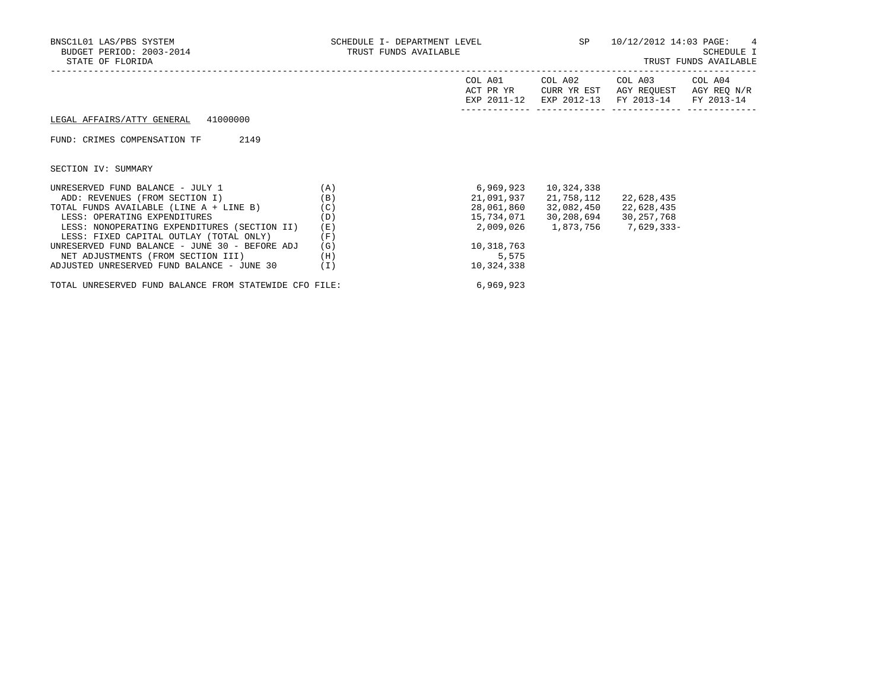BNSC1L01 LAS/PBS SYSTEM
BUDGET PERIOD: 2003-2014
STATE OF FLORIDA

SCHEDULE I- DEPARTMENT LEVEL
TRUST FUNDS AVAILABLE

SP 10/12/2012 14:03

SCHEDULE I
TRUST FUNDS AVAILABLE

LEGAL AFFAIRS/ATTY GENERAL 41000000

FUND: CRIMES COMPENSATION TF 2149

SECTION IV: SUMMARY

| | | COL A01 ACT PR YR EXP 2011-12 | COL A02 CURR YR EST EXP 2012-13 | COL A03 AGY REQUEST FY 2013-14 | COL A04 AGY REQ N/R FY 2013-14 |
|---|---|---|---|---|---|
| UNRESERVED FUND BALANCE - JULY 1 | (A) | 6,969,923 | 10,324,338 | | |
| ADD: REVENUES (FROM SECTION I) | (B) | 21,091,937 | 21,758,112 | 22,628,435 | |
| TOTAL FUNDS AVAILABLE (LINE A + LINE B) | (C) | 28,061,860 | 32,082,450 | 22,628,435 | |
| LESS: OPERATING EXPENDITURES | (D) | 15,734,071 | 30,208,694 | 30,257,768 | |
| LESS: NONOPERATING EXPENDITURES (SECTION II) | (E) | 2,009,026 | 1,873,756 | 7,629,333- | |
| LESS: FIXED CAPITAL OUTLAY (TOTAL ONLY) | (F) | | | | |
| UNRESERVED FUND BALANCE - JUNE 30 - BEFORE ADJ | (G) | 10,318,763 | | | |
| NET ADJUSTMENTS (FROM SECTION III) | (H) | 5,575 | | | |
| ADJUSTED UNRESERVED FUND BALANCE - JUNE 30 | (I) | 10,324,338 | | | |
| TOTAL UNRESERVED FUND BALANCE FROM STATEWIDE CFO FILE: | | 6,969,923 | | | |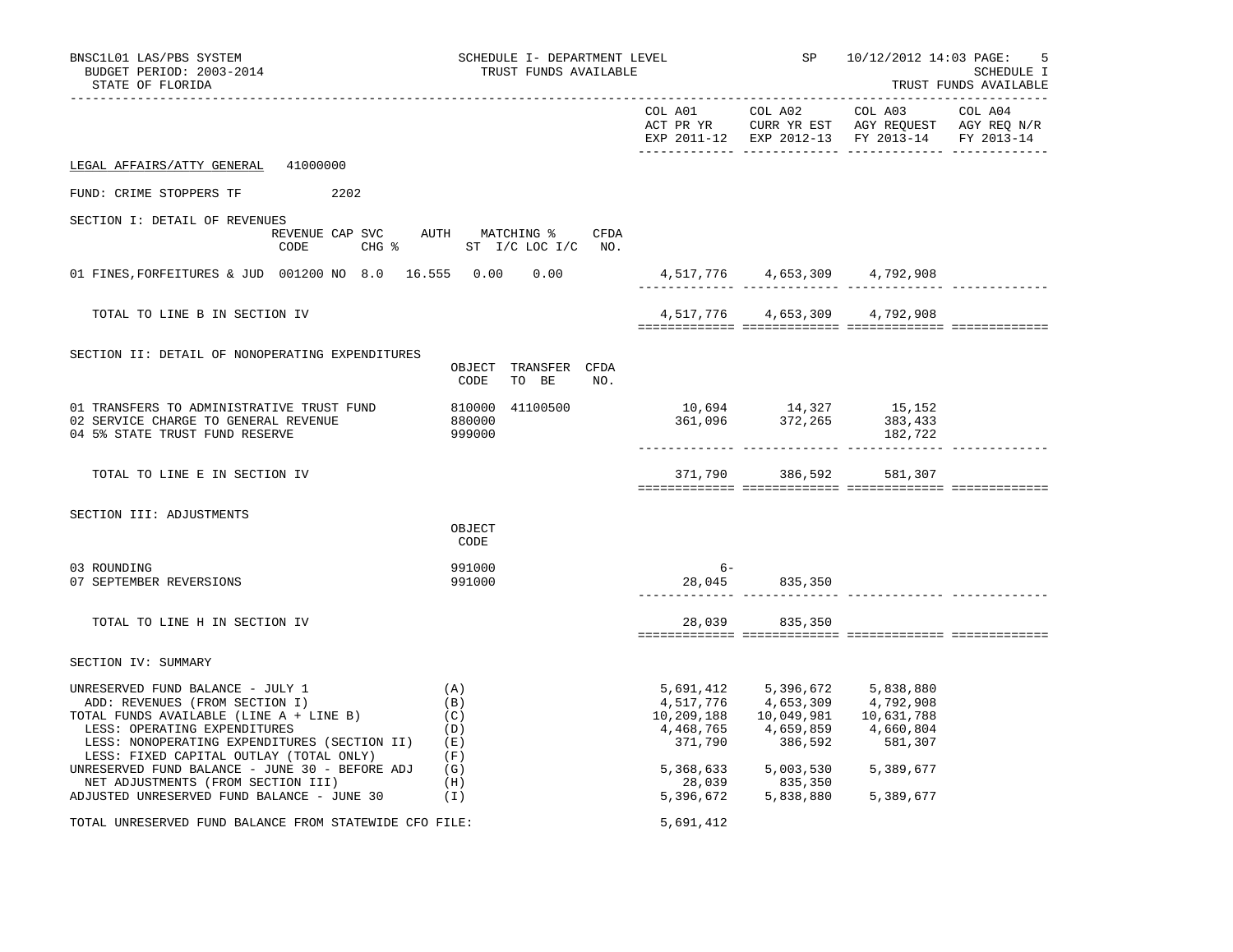BNSC1L01 LAS/PBS SYSTEM | SCHEDULE I- DEPARTMENT LEVEL | SP 10/12/2012 14:03 PAGE: 5
BUDGET PERIOD: 2003-2014 | TRUST FUNDS AVAILABLE | SCHEDULE I
STATE OF FLORIDA | | TRUST FUNDS AVAILABLE

| | COL A01 ACT PR YR EXP 2011-12 | COL A02 CURR YR EST EXP 2012-13 | COL A03 AGY REQUEST FY 2013-14 | COL A04 AGY REQ N/R FY 2013-14 |
|---|---|---|---|---|

LEGAL AFFAIRS/ATTY GENERAL 41000000

FUND: CRIME STOPPERS TF 2202

SECTION I: DETAIL OF REVENUES

| | REVENUE CODE | CAP SVC CHG % | AUTH ST | MATCHING % I/C | LOC I/C | CFDA NO. | COL A01 | COL A02 | COL A03 | COL A04 |
|---|---|---|---|---|---|---|---|---|---|---|
| 01 FINES,FORFEITURES & JUD | 001200 | NO 8.0 | 16.555 | 0.00 | 0.00 | | 4,517,776 | 4,653,309 | 4,792,908 | |
| TOTAL TO LINE B IN SECTION IV | | | | | | | 4,517,776 | 4,653,309 | 4,792,908 | |

SECTION II: DETAIL OF NONOPERATING EXPENDITURES

| | OBJECT CODE | TRANSFER TO BE | CFDA NO. | COL A01 | COL A02 | COL A03 | COL A04 |
|---|---|---|---|---|---|---|---|
| 01 TRANSFERS TO ADMINISTRATIVE TRUST FUND | 810000 | 41100500 | | 10,694 | 14,327 | 15,152 | |
| 02 SERVICE CHARGE TO GENERAL REVENUE | 880000 | | | 361,096 | 372,265 | 383,433 | |
| 04 5% STATE TRUST FUND RESERVE | 999000 | | | | | 182,722 | |
| TOTAL TO LINE E IN SECTION IV | | | | 371,790 | 386,592 | 581,307 | |

SECTION III: ADJUSTMENTS

| | OBJECT CODE | COL A01 | COL A02 | COL A03 | COL A04 |
|---|---|---|---|---|---|
| 03 ROUNDING | 991000 | 6- | | | |
| 07 SEPTEMBER REVERSIONS | 991000 | 28,045 | 835,350 | | |
| TOTAL TO LINE H IN SECTION IV | | 28,039 | 835,350 | | |

SECTION IV: SUMMARY

| | | COL A01 | COL A02 | COL A03 | COL A04 |
|---|---|---|---|---|---|
| UNRESERVED FUND BALANCE - JULY 1 | (A) | 5,691,412 | 5,396,672 | 5,838,880 | |
| ADD: REVENUES (FROM SECTION I) | (B) | 4,517,776 | 4,653,309 | 4,792,908 | |
| TOTAL FUNDS AVAILABLE (LINE A + LINE B) | (C) | 10,209,188 | 10,049,981 | 10,631,788 | |
| LESS: OPERATING EXPENDITURES | (D) | 4,468,765 | 4,659,859 | 4,660,804 | |
| LESS: NONOPERATING EXPENDITURES (SECTION II) | (E) | 371,790 | 386,592 | 581,307 | |
| LESS: FIXED CAPITAL OUTLAY (TOTAL ONLY) | (F) | | | | |
| UNRESERVED FUND BALANCE - JUNE 30 - BEFORE ADJ | (G) | 5,368,633 | 5,003,530 | 5,389,677 | |
| NET ADJUSTMENTS (FROM SECTION III) | (H) | 28,039 | 835,350 | | |
| ADJUSTED UNRESERVED FUND BALANCE - JUNE 30 | (I) | 5,396,672 | 5,838,880 | 5,389,677 | |
| TOTAL UNRESERVED FUND BALANCE FROM STATEWIDE CFO FILE: | | 5,691,412 | | | |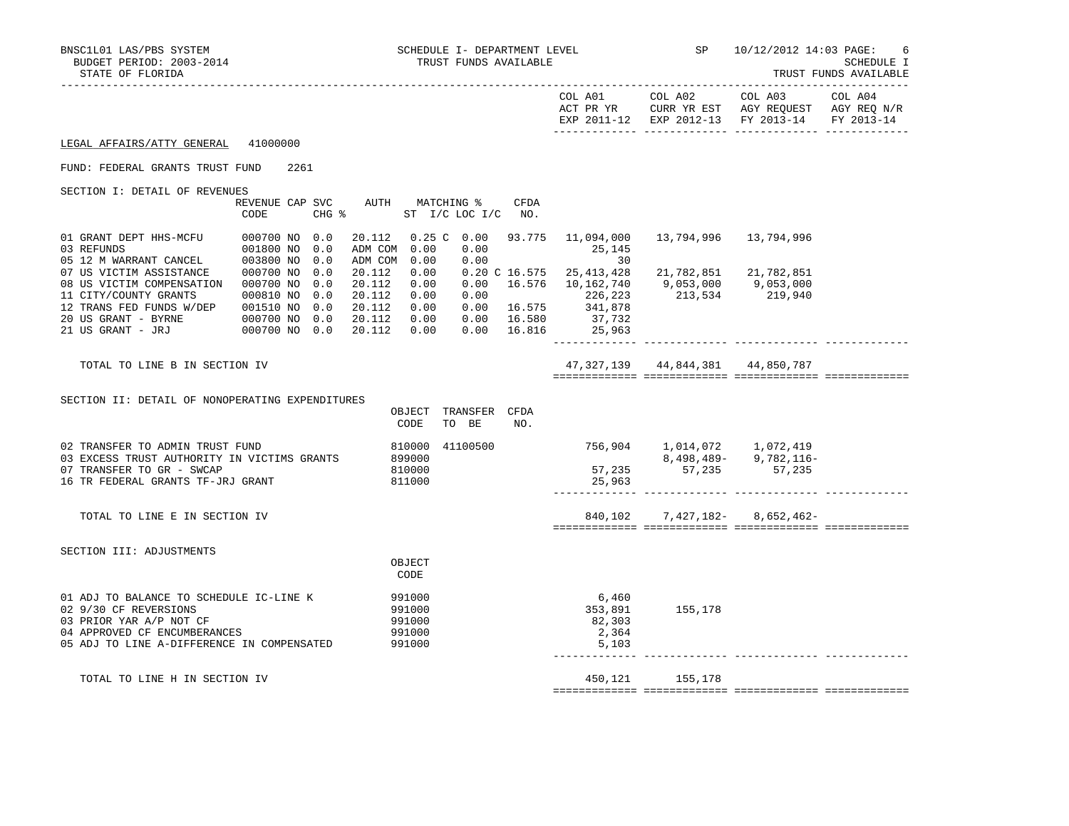BNSC1L01 LAS/PBS SYSTEM — SCHEDULE I- DEPARTMENT LEVEL — TRUST FUNDS AVAILABLE — SP 10/12/2012 14:03 PAGE: 6

BUDGET PERIOD: 2003-2014 — SCHEDULE I

STATE OF FLORIDA — TRUST FUNDS AVAILABLE

**LEGAL AFFAIRS/ATTY GENERAL** 41000000

FUND: FEDERAL GRANTS TRUST FUND 2261

## SECTION I: DETAIL OF REVENUES

| | REVENUE CODE | CAP | SVC CHG % | AUTH ST | MATCHING % I/C | LOC I/C | CFDA NO. | COL A01 ACT PR YR EXP 2011-12 | COL A02 CURR YR EST EXP 2012-13 | COL A03 AGY REQUEST FY 2013-14 | COL A04 AGY REQ N/R FY 2013-14 |
|---|---|---|---|---|---|---|---|---|---|---|---|
| 01 GRANT DEPT HHS-MCFU | 000700 | NO | 0.0 | 20.112 | 0.25 C | 0.00 | 93.775 | 11,094,000 | 13,794,996 | 13,794,996 | |
| 03 REFUNDS | 001800 | NO | 0.0 | ADM COM | 0.00 | 0.00 | | 25,145 | | | |
| 05 12 M WARRANT CANCEL | 003800 | NO | 0.0 | ADM COM | 0.00 | 0.00 | | 30 | | | |
| 07 US VICTIM ASSISTANCE | 000700 | NO | 0.0 | 20.112 | 0.00 | 0.20 C | 16.575 | 25,413,428 | 21,782,851 | 21,782,851 | |
| 08 US VICTIM COMPENSATION | 000700 | NO | 0.0 | 20.112 | 0.00 | 0.00 | 16.576 | 10,162,740 | 9,053,000 | 9,053,000 | |
| 11 CITY/COUNTY GRANTS | 000810 | NO | 0.0 | 20.112 | 0.00 | 0.00 | | 226,223 | 213,534 | 219,940 | |
| 12 TRANS FED FUNDS W/DEP | 001510 | NO | 0.0 | 20.112 | 0.00 | 0.00 | 16.575 | 341,878 | | | |
| 20 US GRANT - BYRNE | 000700 | NO | 0.0 | 20.112 | 0.00 | 0.00 | 16.580 | 37,732 | | | |
| 21 US GRANT - JRJ | 000700 | NO | 0.0 | 20.112 | 0.00 | 0.00 | 16.816 | 25,963 | | | |
| TOTAL TO LINE B IN SECTION IV | | | | | | | | 47,327,139 | 44,844,381 | 44,850,787 | |

## SECTION II: DETAIL OF NONOPERATING EXPENDITURES

| | OBJECT CODE | TRANSFER TO BE | CFDA NO. | COL A01 | COL A02 | COL A03 | COL A04 |
|---|---|---|---|---|---|---|---|
| 02 TRANSFER TO ADMIN TRUST FUND | 810000 | 41100500 | | 756,904 | 1,014,072 | 1,072,419 | |
| 03 EXCESS TRUST AUTHORITY IN VICTIMS GRANTS | 899000 | | | | 8,498,489- | 9,782,116- | |
| 07 TRANSFER TO GR - SWCAP | 810000 | | | 57,235 | 57,235 | 57,235 | |
| 16 TR FEDERAL GRANTS TF-JRJ GRANT | 811000 | | | 25,963 | | | |
| TOTAL TO LINE E IN SECTION IV | | | | 840,102 | 7,427,182- | 8,652,462- | |

## SECTION III: ADJUSTMENTS

| | OBJECT CODE | COL A01 | COL A02 | COL A03 | COL A04 |
|---|---|---|---|---|---|
| 01 ADJ TO BALANCE TO SCHEDULE IC-LINE K | 991000 | 6,460 | | | |
| 02 9/30 CF REVERSIONS | 991000 | 353,891 | 155,178 | | |
| 03 PRIOR YAR A/P NOT CF | 991000 | 82,303 | | | |
| 04 APPROVED CF ENCUMBERANCES | 991000 | 2,364 | | | |
| 05 ADJ TO LINE A-DIFFERENCE IN COMPENSATED | 991000 | 5,103 | | | |
| TOTAL TO LINE H IN SECTION IV | | 450,121 | 155,178 | | |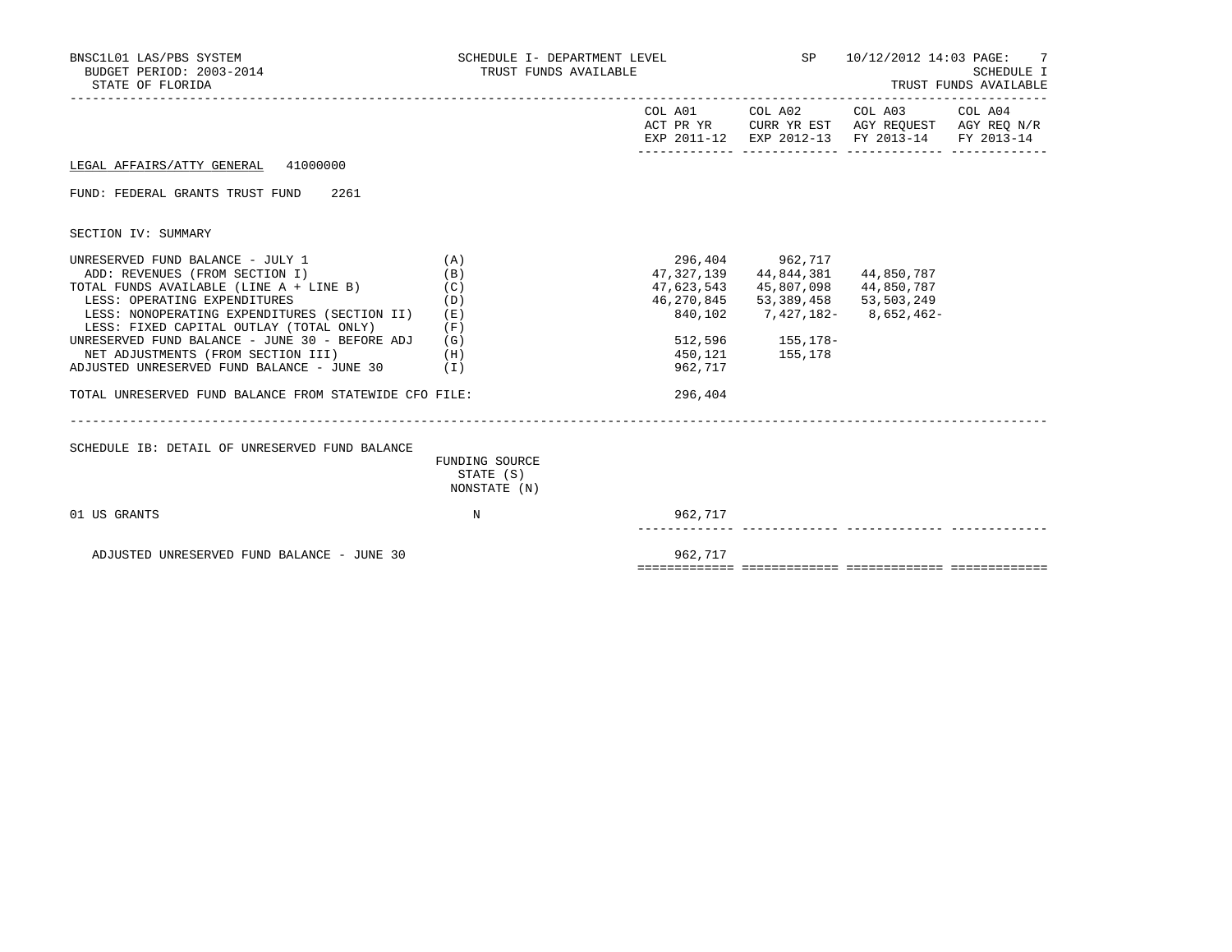BNSC1L01 LAS/PBS SYSTEM
BUDGET PERIOD: 2003-2014
STATE OF FLORIDA

SCHEDULE I- DEPARTMENT LEVEL
TRUST FUNDS AVAILABLE

SP 10/12/2012 14:03

SCHEDULE I
TRUST FUNDS AVAILABLE

LEGAL AFFAIRS/ATTY GENERAL 41000000

FUND: FEDERAL GRANTS TRUST FUND 2261

SECTION IV: SUMMARY

| | | COL A01 ACT PR YR EXP 2011-12 | COL A02 CURR YR EST EXP 2012-13 | COL A03 AGY REQUEST FY 2013-14 | COL A04 AGY REQ N/R FY 2013-14 |
|---|---|---|---|---|---|
| UNRESERVED FUND BALANCE - JULY 1 | (A) | 296,404 | 962,717 | | |
| ADD: REVENUES (FROM SECTION I) | (B) | 47,327,139 | 44,844,381 | 44,850,787 | |
| TOTAL FUNDS AVAILABLE (LINE A + LINE B) | (C) | 47,623,543 | 45,807,098 | 44,850,787 | |
| LESS: OPERATING EXPENDITURES | (D) | 46,270,845 | 53,389,458 | 53,503,249 | |
| LESS: NONOPERATING EXPENDITURES (SECTION II) | (E) | 840,102 | 7,427,182- | 8,652,462- | |
| LESS: FIXED CAPITAL OUTLAY (TOTAL ONLY) | (F) | | | | |
| UNRESERVED FUND BALANCE - JUNE 30 - BEFORE ADJ | (G) | 512,596 | 155,178- | | |
| NET ADJUSTMENTS (FROM SECTION III) | (H) | 450,121 | 155,178 | | |
| ADJUSTED UNRESERVED FUND BALANCE - JUNE 30 | (I) | 962,717 | | | |
| TOTAL UNRESERVED FUND BALANCE FROM STATEWIDE CFO FILE: | | 296,404 | | | |

SCHEDULE IB: DETAIL OF UNRESERVED FUND BALANCE

| | FUNDING SOURCE STATE (S) NONSTATE (N) | COL A01 | COL A02 | COL A03 | COL A04 |
|---|---|---|---|---|---|
| 01 US GRANTS | N | 962,717 | | | |
| ADJUSTED UNRESERVED FUND BALANCE - JUNE 30 | | 962,717 | | | |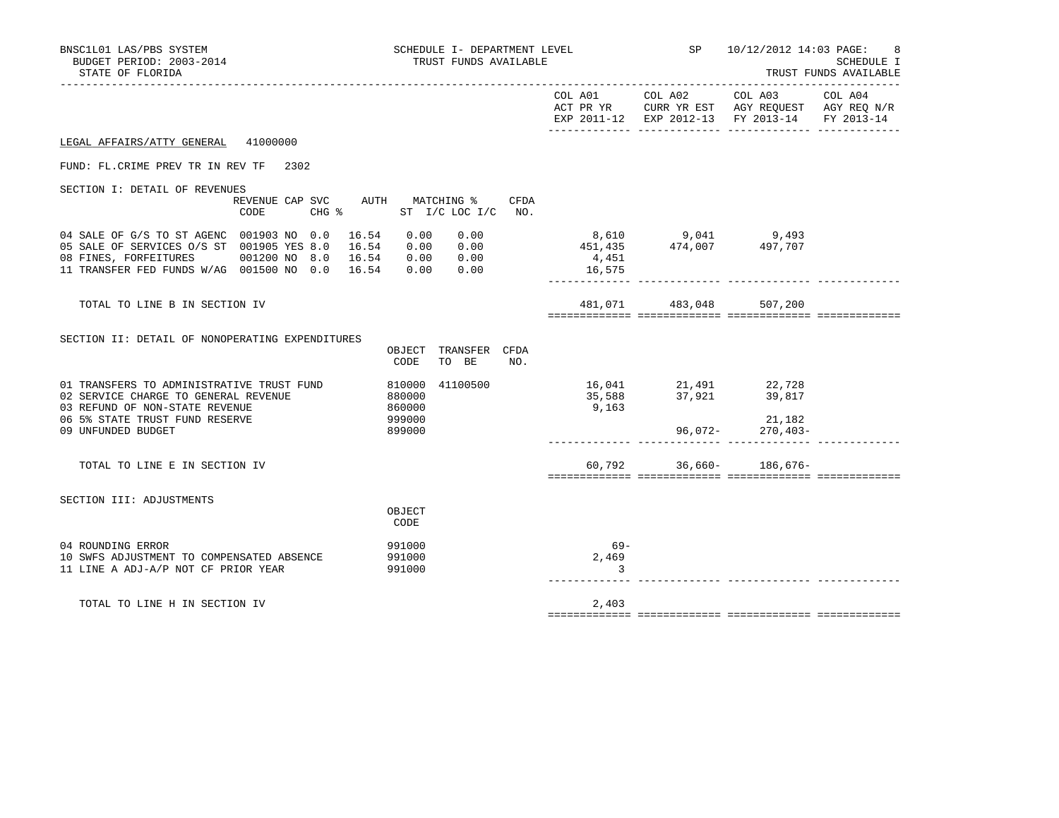BNSC1L01 LAS/PBS SYSTEM — SCHEDULE I- DEPARTMENT LEVEL — SP 10/12/2012 14:03

BUDGET PERIOD: 2003-2014 — TRUST FUNDS AVAILABLE — SCHEDULE I

STATE OF FLORIDA — TRUST FUNDS AVAILABLE

LEGAL AFFAIRS/ATTY GENERAL 41000000

FUND: FL.CRIME PREV TR IN REV TF 2302

SECTION I: DETAIL OF REVENUES

| | REVENUE CODE | CAP | SVC CHG % | AUTH ST I/C | MATCHING % LOC I/C | CFDA NO. | COL A01 ACT PR YR EXP 2011-12 | COL A02 CURR YR EST EXP 2012-13 | COL A03 AGY REQUEST FY 2013-14 | COL A04 AGY REQ N/R FY 2013-14 |
|---|---|---|---|---|---|---|---|---|---|---|
| 04 SALE OF G/S TO ST AGENC | 001903 | NO | 0.0 | 16.54 0.00 | 0.00 | | 8,610 | 9,041 | 9,493 | |
| 05 SALE OF SERVICES O/S ST | 001905 | YES | 8.0 | 16.54 0.00 | 0.00 | | 451,435 | 474,007 | 497,707 | |
| 08 FINES, FORFEITURES | 001200 | NO | 8.0 | 16.54 0.00 | 0.00 | | 4,451 | | | |
| 11 TRANSFER FED FUNDS W/AG | 001500 | NO | 0.0 | 16.54 0.00 | 0.00 | | 16,575 | | | |
| TOTAL TO LINE B IN SECTION IV | | | | | | | 481,071 | 483,048 | 507,200 | |

SECTION II: DETAIL OF NONOPERATING EXPENDITURES

| | OBJECT CODE | TRANSFER TO BE | CFDA NO. | COL A01 ACT PR YR EXP 2011-12 | COL A02 CURR YR EST EXP 2012-13 | COL A03 AGY REQUEST FY 2013-14 | COL A04 AGY REQ N/R FY 2013-14 |
|---|---|---|---|---|---|---|---|
| 01 TRANSFERS TO ADMINISTRATIVE TRUST FUND | 810000 | 41100500 | | 16,041 | 21,491 | 22,728 | |
| 02 SERVICE CHARGE TO GENERAL REVENUE | 880000 | | | 35,588 | 37,921 | 39,817 | |
| 03 REFUND OF NON-STATE REVENUE | 860000 | | | 9,163 | | | |
| 06 5% STATE TRUST FUND RESERVE | 999000 | | | | | 21,182 | |
| 09 UNFUNDED BUDGET | 899000 | | | | 96,072- | 270,403- | |
| TOTAL TO LINE E IN SECTION IV | | | | 60,792 | 36,660- | 186,676- | |

SECTION III: ADJUSTMENTS

| | OBJECT CODE | COL A01 ACT PR YR EXP 2011-12 | COL A02 CURR YR EST EXP 2012-13 | COL A03 AGY REQUEST FY 2013-14 | COL A04 AGY REQ N/R FY 2013-14 |
|---|---|---|---|---|---|
| 04 ROUNDING ERROR | 991000 | 69- | | | |
| 10 SWFS ADJUSTMENT TO COMPENSATED ABSENCE | 991000 | 2,469 | | | |
| 11 LINE A ADJ-A/P NOT CF PRIOR YEAR | 991000 | 3 | | | |
| TOTAL TO LINE H IN SECTION IV | | 2,403 | | | |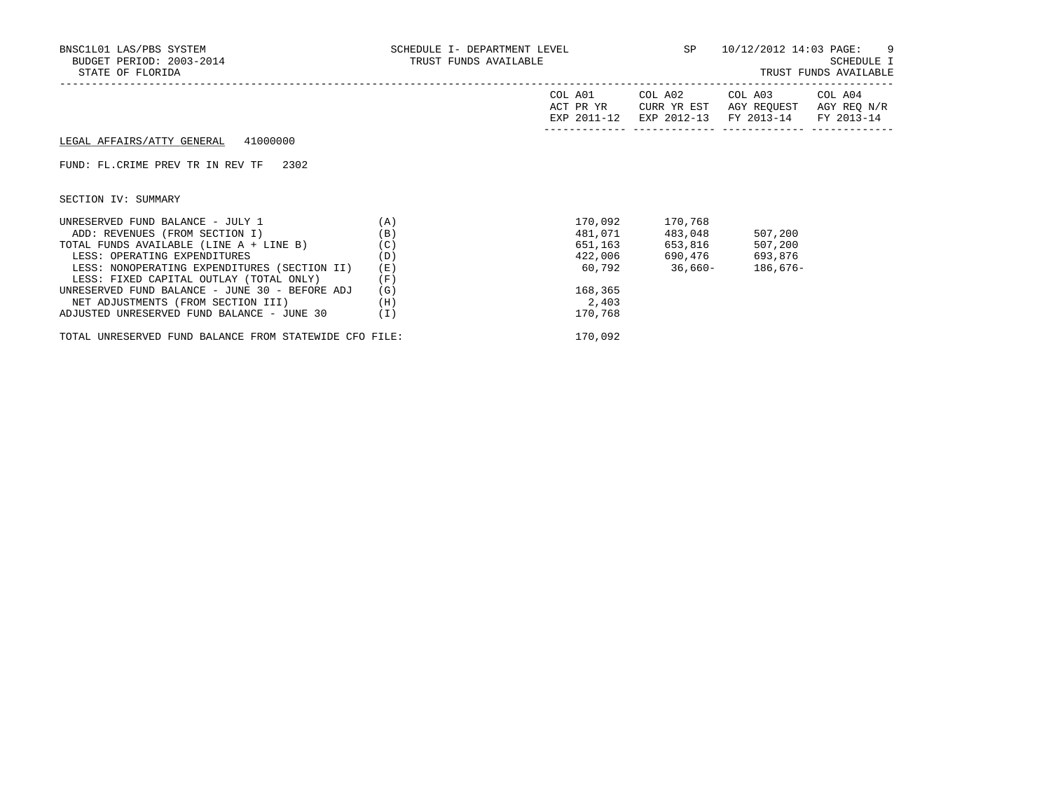BNSC1L01 LAS/PBS SYSTEM
BUDGET PERIOD: 2003-2014
STATE OF FLORIDA

SCHEDULE I- DEPARTMENT LEVEL
TRUST FUNDS AVAILABLE

SP 10/12/2012 14:03

SCHEDULE I
TRUST FUNDS AVAILABLE

LEGAL AFFAIRS/ATTY GENERAL 41000000

FUND: FL.CRIME PREV TR IN REV TF 2302

SECTION IV: SUMMARY

| | | COL A01 ACT PR YR EXP 2011-12 | COL A02 CURR YR EST EXP 2012-13 | COL A03 AGY REQUEST FY 2013-14 | COL A04 AGY REQ N/R FY 2013-14 |
|---|---|---|---|---|---|
| UNRESERVED FUND BALANCE - JULY 1 | (A) | 170,092 | 170,768 | | |
| ADD: REVENUES (FROM SECTION I) | (B) | 481,071 | 483,048 | 507,200 | |
| TOTAL FUNDS AVAILABLE (LINE A + LINE B) | (C) | 651,163 | 653,816 | 507,200 | |
| LESS: OPERATING EXPENDITURES | (D) | 422,006 | 690,476 | 693,876 | |
| LESS: NONOPERATING EXPENDITURES (SECTION II) | (E) | 60,792 | 36,660- | 186,676- | |
| LESS: FIXED CAPITAL OUTLAY (TOTAL ONLY) | (F) | | | | |
| UNRESERVED FUND BALANCE - JUNE 30 - BEFORE ADJ | (G) | 168,365 | | | |
| NET ADJUSTMENTS (FROM SECTION III) | (H) | 2,403 | | | |
| ADJUSTED UNRESERVED FUND BALANCE - JUNE 30 | (I) | 170,768 | | | |
| TOTAL UNRESERVED FUND BALANCE FROM STATEWIDE CFO FILE: | | 170,092 | | | |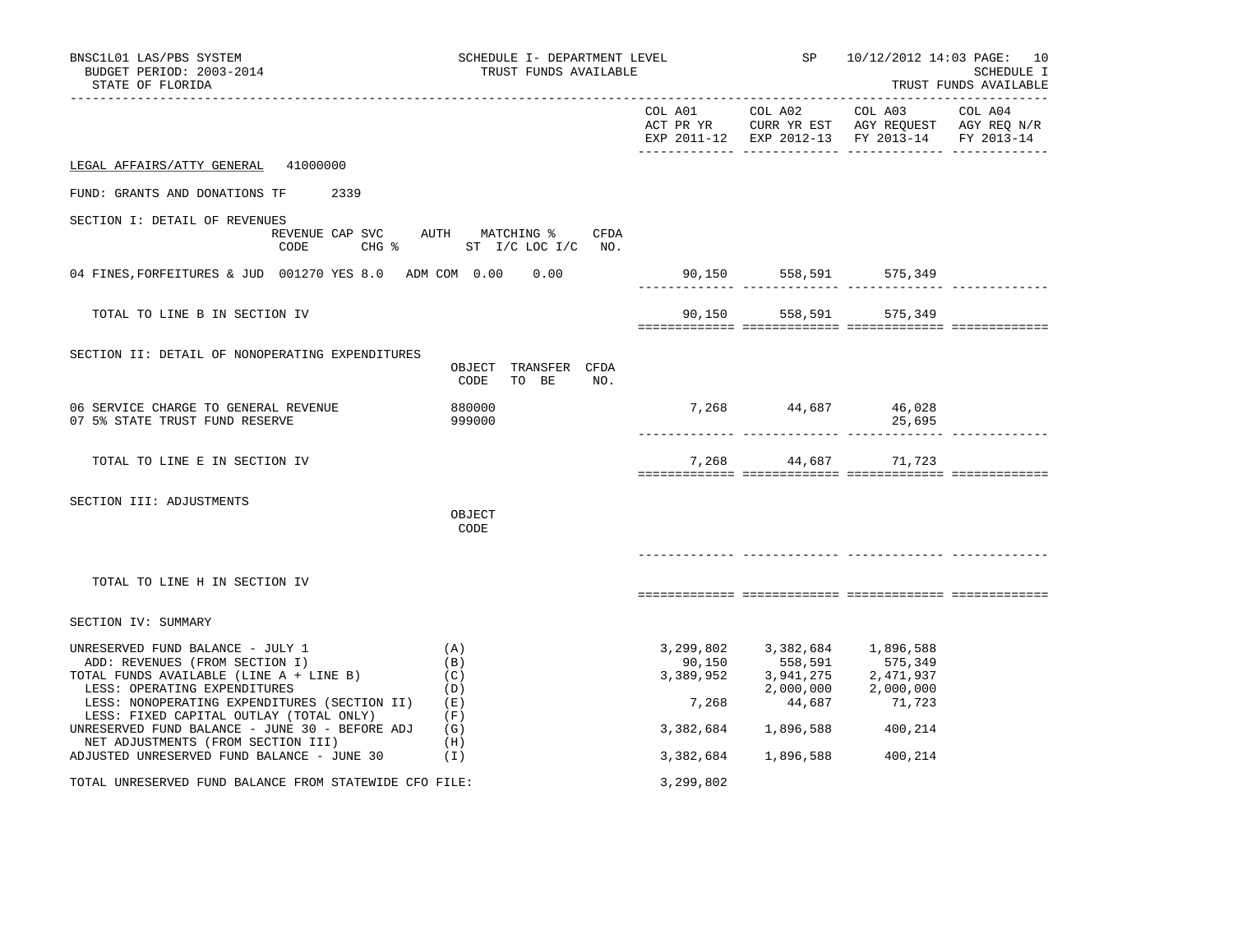BNSC1L01 LAS/PBS SYSTEM — SCHEDULE I- DEPARTMENT LEVEL — TRUST FUNDS AVAILABLE — SP 10/12/2012 14:03

BUDGET PERIOD: 2003-2014 — SCHEDULE I

STATE OF FLORIDA — TRUST FUNDS AVAILABLE

**LEGAL AFFAIRS/ATTY GENERAL 41000000**

FUND: GRANTS AND DONATIONS TF 2339

## SECTION I: DETAIL OF REVENUES

| | REVENUE CODE | CAP SVC CHG % | AUTH ST | MATCHING % I/C | LOC I/C | CFDA NO. | COL A01 ACT PR YR EXP 2011-12 | COL A02 CURR YR EST EXP 2012-13 | COL A03 AGY REQUEST FY 2013-14 | COL A04 AGY REQ N/R FY 2013-14 |
|---|---|---|---|---|---|---|---|---|---|---|
| 04 FINES,FORFEITURES & JUD | 001270 | YES 8.0 | ADM COM | 0.00 | 0.00 | | 90,150 | 558,591 | 575,349 | |
| TOTAL TO LINE B IN SECTION IV | | | | | | | 90,150 | 558,591 | 575,349 | |

## SECTION II: DETAIL OF NONOPERATING EXPENDITURES

| | OBJECT CODE | TRANSFER TO BE | CFDA NO. | COL A01 | COL A02 | COL A03 | COL A04 |
|---|---|---|---|---|---|---|---|
| 06 SERVICE CHARGE TO GENERAL REVENUE | 880000 | | | 7,268 | 44,687 | 46,028 | |
| 07 5% STATE TRUST FUND RESERVE | 999000 | | | | | 25,695 | |
| TOTAL TO LINE E IN SECTION IV | | | | 7,268 | 44,687 | 71,723 | |

## SECTION III: ADJUSTMENTS

| | OBJECT CODE | COL A01 | COL A02 | COL A03 | COL A04 |
|---|---|---|---|---|---|
| TOTAL TO LINE H IN SECTION IV | | | | | |

## SECTION IV: SUMMARY

| | | COL A01 | COL A02 | COL A03 | COL A04 |
|---|---|---|---|---|---|
| UNRESERVED FUND BALANCE - JULY 1 | (A) | 3,299,802 | 3,382,684 | 1,896,588 | |
| ADD: REVENUES (FROM SECTION I) | (B) | 90,150 | 558,591 | 575,349 | |
| TOTAL FUNDS AVAILABLE (LINE A + LINE B) | (C) | 3,389,952 | 3,941,275 | 2,471,937 | |
| LESS: OPERATING EXPENDITURES | (D) | | 2,000,000 | 2,000,000 | |
| LESS: NONOPERATING EXPENDITURES (SECTION II) | (E) | 7,268 | 44,687 | 71,723 | |
| LESS: FIXED CAPITAL OUTLAY (TOTAL ONLY) | (F) | | | | |
| UNRESERVED FUND BALANCE - JUNE 30 - BEFORE ADJ | (G) | 3,382,684 | 1,896,588 | 400,214 | |
| NET ADJUSTMENTS (FROM SECTION III) | (H) | | | | |
| ADJUSTED UNRESERVED FUND BALANCE - JUNE 30 | (I) | 3,382,684 | 1,896,588 | 400,214 | |

TOTAL UNRESERVED FUND BALANCE FROM STATEWIDE CFO FILE: 3,299,802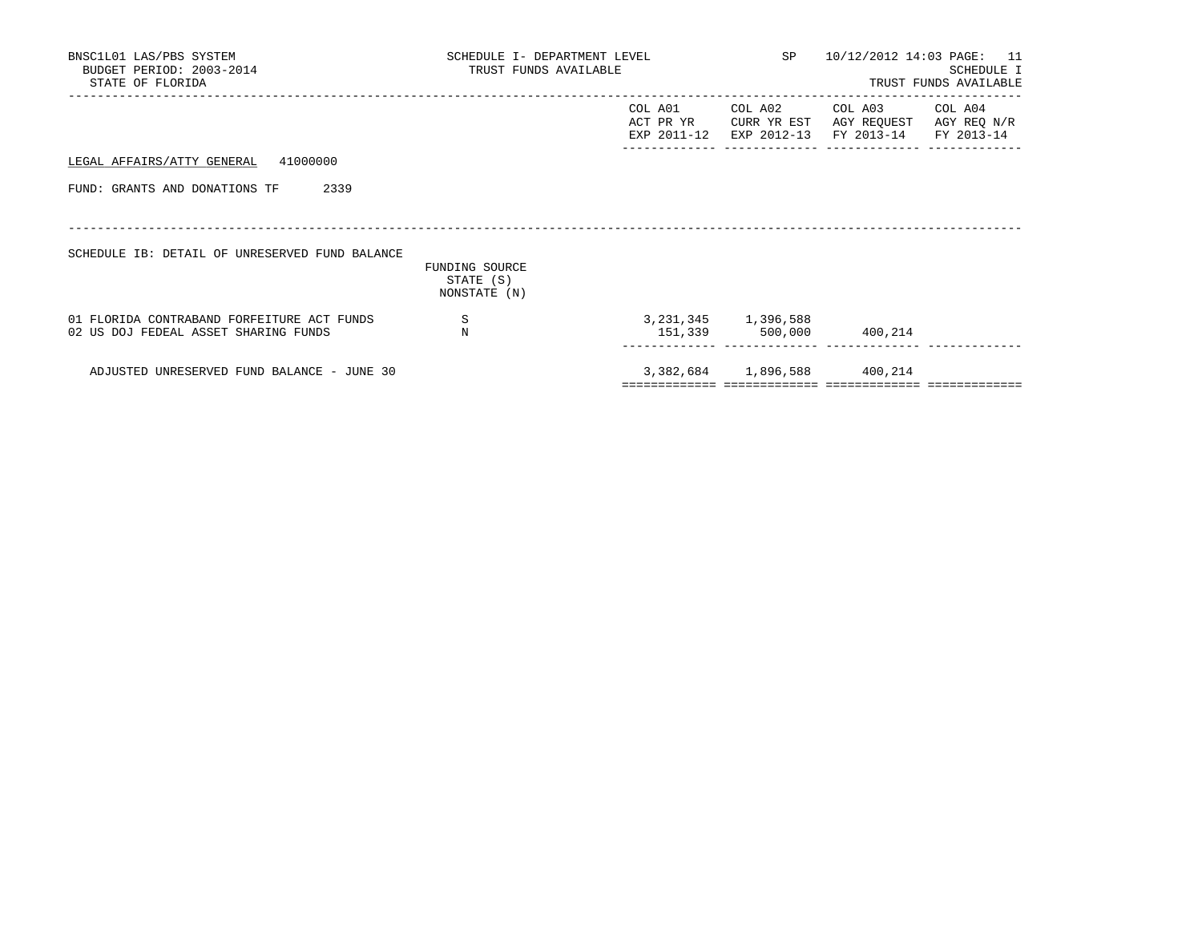LEGAL AFFAIRS/ATTY GENERAL 41000000

FUND: GRANTS AND DONATIONS TF 2339

SCHEDULE IB: DETAIL OF UNRESERVED FUND BALANCE

| | FUNDING SOURCE STATE (S) NONSTATE (N) | COL A01 ACT PR YR EXP 2011-12 | COL A02 CURR YR EST EXP 2012-13 | COL A03 AGY REQUEST FY 2013-14 | COL A04 AGY REQ N/R FY 2013-14 |
|---|---|---|---|---|---|
| 01 FLORIDA CONTRABAND FORFEITURE ACT FUNDS | S | 3,231,345 | 1,396,588 | | |
| 02 US DOJ FEDEAL ASSET SHARING FUNDS | N | 151,339 | 500,000 | 400,214 | |
| ADJUSTED UNRESERVED FUND BALANCE - JUNE 30 | | 3,382,684 | 1,896,588 | 400,214 | |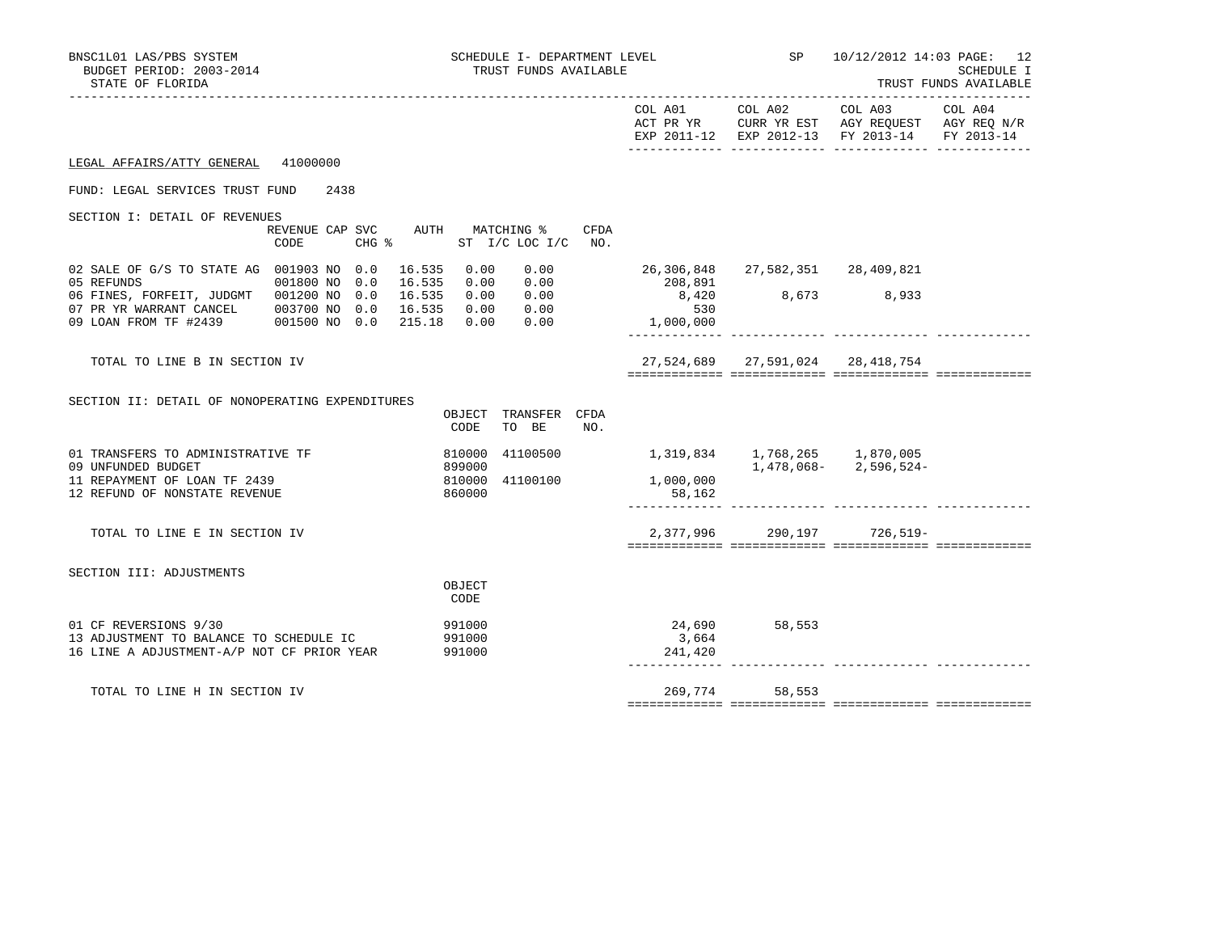BNSC1L01 LAS/PBS SYSTEM — SCHEDULE I- DEPARTMENT LEVEL — SP 10/12/2012 14:03 PAGE: 12

BUDGET PERIOD: 2003-2014 — TRUST FUNDS AVAILABLE — SCHEDULE I

STATE OF FLORIDA — TRUST FUNDS AVAILABLE

**LEGAL AFFAIRS/ATTY GENERAL** 41000000

FUND: LEGAL SERVICES TRUST FUND 2438

SECTION I: DETAIL OF REVENUES

| | REVENUE CODE | CAP | SVC CHG % | AUTH ST | MATCHING % I/C | LOC I/C | CFDA NO. | COL A01 ACT PR YR EXP 2011-12 | COL A02 CURR YR EST EXP 2012-13 | COL A03 AGY REQUEST FY 2013-14 | COL A04 AGY REQ N/R FY 2013-14 |
|---|---|---|---|---|---|---|---|---|---|---|---|
| 02 SALE OF G/S TO STATE AG | 001903 | NO | 0.0 | 16.535 | 0.00 | 0.00 | | 26,306,848 | 27,582,351 | 28,409,821 | |
| 05 REFUNDS | 001800 | NO | 0.0 | 16.535 | 0.00 | 0.00 | | 208,891 | | | |
| 06 FINES, FORFEIT, JUDGMT | 001200 | NO | 0.0 | 16.535 | 0.00 | 0.00 | | 8,420 | 8,673 | 8,933 | |
| 07 PR YR WARRANT CANCEL | 003700 | NO | 0.0 | 16.535 | 0.00 | 0.00 | | 530 | | | |
| 09 LOAN FROM TF #2439 | 001500 | NO | 0.0 | 215.18 | 0.00 | 0.00 | | 1,000,000 | | | |
| TOTAL TO LINE B IN SECTION IV | | | | | | | | 27,524,689 | 27,591,024 | 28,418,754 | |

SECTION II: DETAIL OF NONOPERATING EXPENDITURES

| | OBJECT CODE | TRANSFER TO BE | CFDA NO. | COL A01 ACT PR YR EXP 2011-12 | COL A02 CURR YR EST EXP 2012-13 | COL A03 AGY REQUEST FY 2013-14 | COL A04 AGY REQ N/R FY 2013-14 |
|---|---|---|---|---|---|---|---|
| 01 TRANSFERS TO ADMINISTRATIVE TF | 810000 | 41100500 | | 1,319,834 | 1,768,265 | 1,870,005 | |
| 09 UNFUNDED BUDGET | 899000 | | | | 1,478,068- | 2,596,524- | |
| 11 REPAYMENT OF LOAN TF 2439 | 810000 | 41100100 | | 1,000,000 | | | |
| 12 REFUND OF NONSTATE REVENUE | 860000 | | | 58,162 | | | |
| TOTAL TO LINE E IN SECTION IV | | | | 2,377,996 | 290,197 | 726,519- | |

SECTION III: ADJUSTMENTS

| | OBJECT CODE | COL A01 ACT PR YR EXP 2011-12 | COL A02 CURR YR EST EXP 2012-13 | COL A03 AGY REQUEST FY 2013-14 | COL A04 AGY REQ N/R FY 2013-14 |
|---|---|---|---|---|---|
| 01 CF REVERSIONS 9/30 | 991000 | 24,690 | 58,553 | | |
| 13 ADJUSTMENT TO BALANCE TO SCHEDULE IC | 991000 | 3,664 | | | |
| 16 LINE A ADJUSTMENT-A/P NOT CF PRIOR YEAR | 991000 | 241,420 | | | |
| TOTAL TO LINE H IN SECTION IV | | 269,774 | 58,553 | | |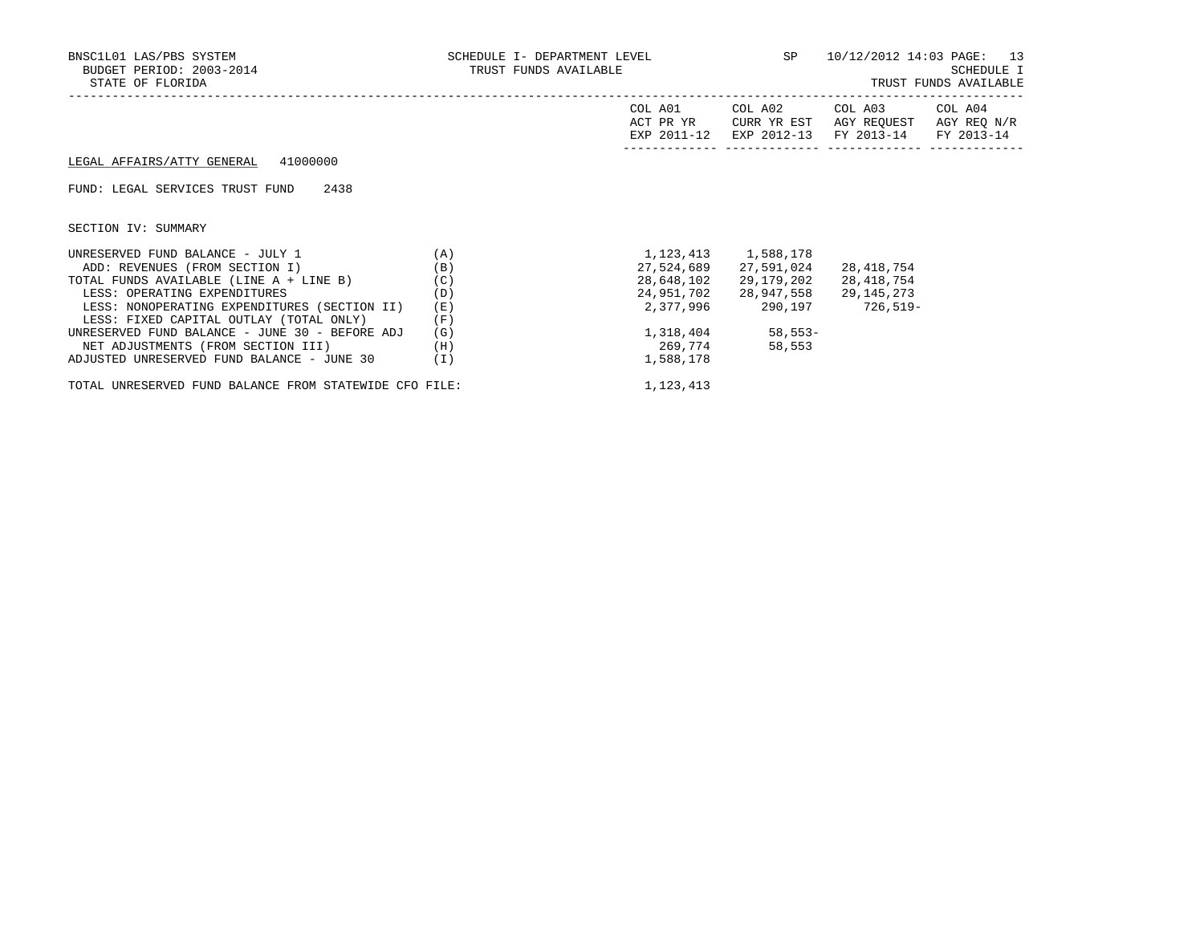BNSC1L01 LAS/PBS SYSTEM
BUDGET PERIOD: 2003-2014
STATE OF FLORIDA

SCHEDULE I- DEPARTMENT LEVEL
TRUST FUNDS AVAILABLE

SP 10/12/2012 14:03

SCHEDULE I
TRUST FUNDS AVAILABLE

LEGAL AFFAIRS/ATTY GENERAL 41000000

FUND: LEGAL SERVICES TRUST FUND 2438

SECTION IV: SUMMARY

| | | COL A01 ACT PR YR EXP 2011-12 | COL A02 CURR YR EST EXP 2012-13 | COL A03 AGY REQUEST FY 2013-14 | COL A04 AGY REQ N/R FY 2013-14 |
|---|---|---|---|---|---|
| UNRESERVED FUND BALANCE - JULY 1 | (A) | 1,123,413 | 1,588,178 | | |
| ADD: REVENUES (FROM SECTION I) | (B) | 27,524,689 | 27,591,024 | 28,418,754 | |
| TOTAL FUNDS AVAILABLE (LINE A + LINE B) | (C) | 28,648,102 | 29,179,202 | 28,418,754 | |
| LESS: OPERATING EXPENDITURES | (D) | 24,951,702 | 28,947,558 | 29,145,273 | |
| LESS: NONOPERATING EXPENDITURES (SECTION II) | (E) | 2,377,996 | 290,197 | 726,519- | |
| LESS: FIXED CAPITAL OUTLAY (TOTAL ONLY) | (F) | | | | |
| UNRESERVED FUND BALANCE - JUNE 30 - BEFORE ADJ | (G) | 1,318,404 | 58,553- | | |
| NET ADJUSTMENTS (FROM SECTION III) | (H) | 269,774 | 58,553 | | |
| ADJUSTED UNRESERVED FUND BALANCE - JUNE 30 | (I) | 1,588,178 | | | |
| TOTAL UNRESERVED FUND BALANCE FROM STATEWIDE CFO FILE: | | 1,123,413 | | | |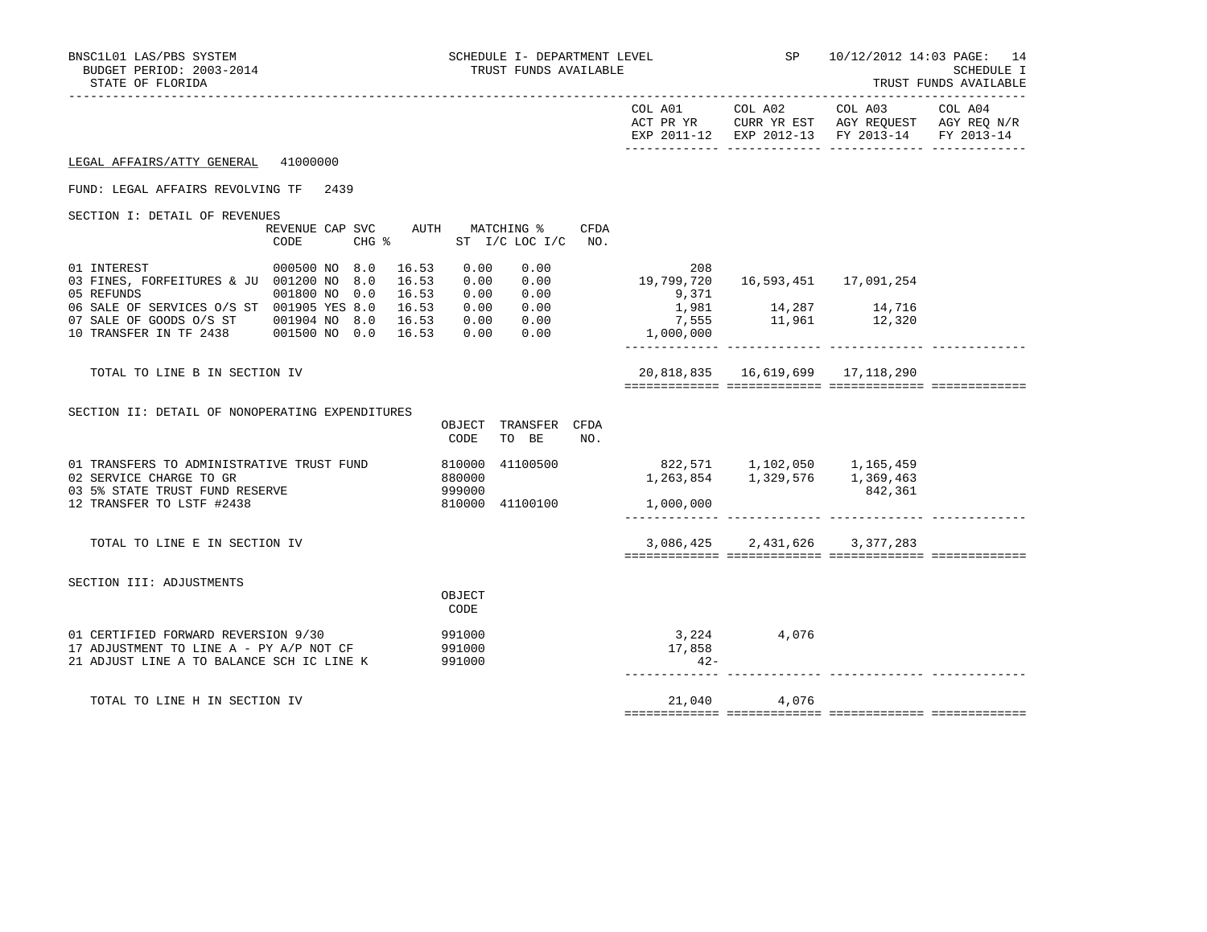BNSC1L01 LAS/PBS SYSTEM — SCHEDULE I- DEPARTMENT LEVEL — SP 10/12/2012 14:03 PAGE: 14
BUDGET PERIOD: 2003-2014 — TRUST FUNDS AVAILABLE — SCHEDULE I
STATE OF FLORIDA — TRUST FUNDS AVAILABLE

**LEGAL AFFAIRS/ATTY GENERAL 41000000**

FUND: LEGAL AFFAIRS REVOLVING TF 2439

## SECTION I: DETAIL OF REVENUES

| | REVENUE CODE | CAP | SVC CHG % | AUTH ST | MATCHING % I/C | LOC I/C | CFDA NO. | COL A01 ACT PR YR EXP 2011-12 | COL A02 CURR YR EST EXP 2012-13 | COL A03 AGY REQUEST FY 2013-14 | COL A04 AGY REQ N/R FY 2013-14 |
|---|---|---|---|---|---|---|---|---|---|---|---|
| 01 INTEREST | 000500 | NO | 8.0 | 16.53 | 0.00 | 0.00 | | 208 | | | |
| 03 FINES, FORFEITURES & JU | 001200 | NO | 8.0 | 16.53 | 0.00 | 0.00 | | 19,799,720 | 16,593,451 | 17,091,254 | |
| 05 REFUNDS | 001800 | NO | 0.0 | 16.53 | 0.00 | 0.00 | | 9,371 | | | |
| 06 SALE OF SERVICES O/S ST | 001905 | YES | 8.0 | 16.53 | 0.00 | 0.00 | | 1,981 | 14,287 | 14,716 | |
| 07 SALE OF GOODS O/S ST | 001904 | NO | 8.0 | 16.53 | 0.00 | 0.00 | | 7,555 | 11,961 | 12,320 | |
| 10 TRANSFER IN TF 2438 | 001500 | NO | 0.0 | 16.53 | 0.00 | 0.00 | | 1,000,000 | | | |
| TOTAL TO LINE B IN SECTION IV | | | | | | | | 20,818,835 | 16,619,699 | 17,118,290 | |

## SECTION II: DETAIL OF NONOPERATING EXPENDITURES

| | OBJECT CODE | TRANSFER TO BE | CFDA NO. | COL A01 ACT PR YR EXP 2011-12 | COL A02 CURR YR EST EXP 2012-13 | COL A03 AGY REQUEST FY 2013-14 | COL A04 AGY REQ N/R FY 2013-14 |
|---|---|---|---|---|---|---|---|
| 01 TRANSFERS TO ADMINISTRATIVE TRUST FUND | 810000 | 41100500 | | 822,571 | 1,102,050 | 1,165,459 | |
| 02 SERVICE CHARGE TO GR | 880000 | | | 1,263,854 | 1,329,576 | 1,369,463 | |
| 03 5% STATE TRUST FUND RESERVE | 999000 | | | | | 842,361 | |
| 12 TRANSFER TO LSTF #2438 | 810000 | 41100100 | | 1,000,000 | | | |
| TOTAL TO LINE E IN SECTION IV | | | | 3,086,425 | 2,431,626 | 3,377,283 | |

## SECTION III: ADJUSTMENTS

| | OBJECT CODE | COL A01 ACT PR YR EXP 2011-12 | COL A02 CURR YR EST EXP 2012-13 | COL A03 AGY REQUEST FY 2013-14 | COL A04 AGY REQ N/R FY 2013-14 |
|---|---|---|---|---|---|
| 01 CERTIFIED FORWARD REVERSION 9/30 | 991000 | 3,224 | 4,076 | | |
| 17 ADJUSTMENT TO LINE A - PY A/P NOT CF | 991000 | 17,858 | | | |
| 21 ADJUST LINE A TO BALANCE SCH IC LINE K | 991000 | 42- | | | |
| TOTAL TO LINE H IN SECTION IV | | 21,040 | 4,076 | | |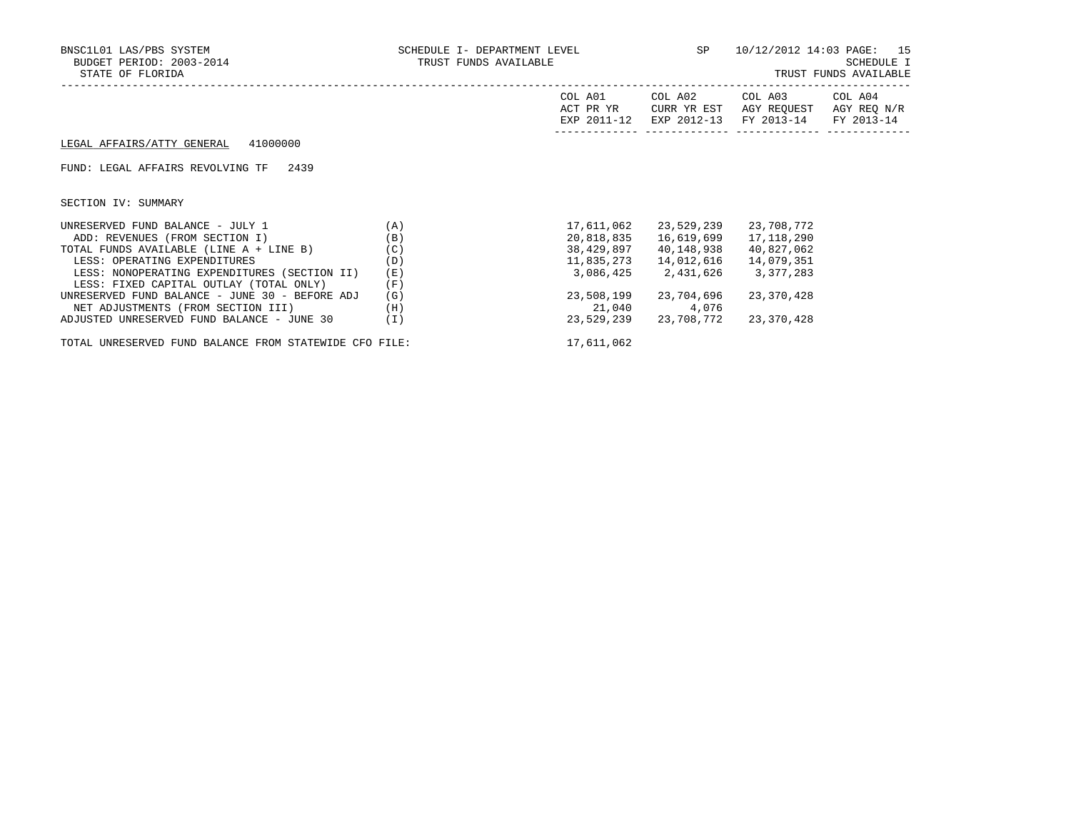BNSC1L01 LAS/PBS SYSTEM
BUDGET PERIOD: 2003-2014
STATE OF FLORIDA

SCHEDULE I- DEPARTMENT LEVEL
TRUST FUNDS AVAILABLE

SP 10/12/2012 14:03

SCHEDULE I
TRUST FUNDS AVAILABLE

LEGAL AFFAIRS/ATTY GENERAL 41000000

FUND: LEGAL AFFAIRS REVOLVING TF 2439

SECTION IV: SUMMARY

| | | COL A01 ACT PR YR EXP 2011-12 | COL A02 CURR YR EST EXP 2012-13 | COL A03 AGY REQUEST FY 2013-14 | COL A04 AGY REQ N/R FY 2013-14 |
|---|---|---|---|---|---|
| UNRESERVED FUND BALANCE - JULY 1 | (A) | 17,611,062 | 23,529,239 | 23,708,772 | |
| ADD: REVENUES (FROM SECTION I) | (B) | 20,818,835 | 16,619,699 | 17,118,290 | |
| TOTAL FUNDS AVAILABLE (LINE A + LINE B) | (C) | 38,429,897 | 40,148,938 | 40,827,062 | |
| LESS: OPERATING EXPENDITURES | (D) | 11,835,273 | 14,012,616 | 14,079,351 | |
| LESS: NONOPERATING EXPENDITURES (SECTION II) | (E) | 3,086,425 | 2,431,626 | 3,377,283 | |
| LESS: FIXED CAPITAL OUTLAY (TOTAL ONLY) | (F) | | | | |
| UNRESERVED FUND BALANCE - JUNE 30 - BEFORE ADJ | (G) | 23,508,199 | 23,704,696 | 23,370,428 | |
| NET ADJUSTMENTS (FROM SECTION III) | (H) | 21,040 | 4,076 | | |
| ADJUSTED UNRESERVED FUND BALANCE - JUNE 30 | (I) | 23,529,239 | 23,708,772 | 23,370,428 | |
| TOTAL UNRESERVED FUND BALANCE FROM STATEWIDE CFO FILE: | | 17,611,062 | | | |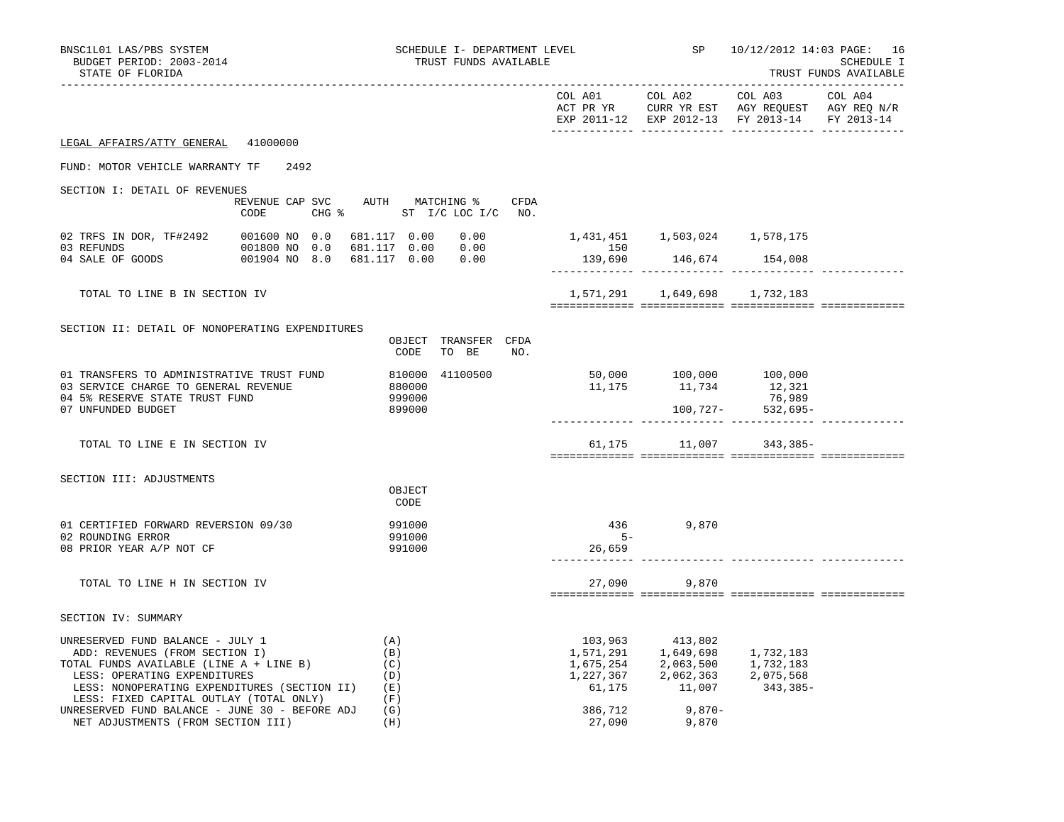BNSC1L01 LAS/PBS SYSTEM — SCHEDULE I- DEPARTMENT LEVEL — TRUST FUNDS AVAILABLE — SP 10/12/2012 14:03 PAGE: 16

BUDGET PERIOD: 2003-2014 — SCHEDULE I

STATE OF FLORIDA — TRUST FUNDS AVAILABLE

**LEGAL AFFAIRS/ATTY GENERAL 41000000**

FUND: MOTOR VEHICLE WARRANTY TF 2492

## SECTION I: DETAIL OF REVENUES

| | REVENUE CODE | CAP | SVC CHG % | AUTH ST | MATCHING % I/C | LOC I/C | CFDA NO. | COL A01 ACT PR YR EXP 2011-12 | COL A02 CURR YR EST EXP 2012-13 | COL A03 AGY REQUEST FY 2013-14 | COL A04 AGY REQ N/R FY 2013-14 |
|---|---|---|---|---|---|---|---|---|---|---|---|
| 02 TRFS IN DOR, TF#2492 | 001600 | NO | 0.0 | 681.117 | 0.00 | 0.00 | | 1,431,451 | 1,503,024 | 1,578,175 | |
| 03 REFUNDS | 001800 | NO | 0.0 | 681.117 | 0.00 | 0.00 | | 150 | | | |
| 04 SALE OF GOODS | 001904 | NO | 8.0 | 681.117 | 0.00 | 0.00 | | 139,690 | 146,674 | 154,008 | |
| TOTAL TO LINE B IN SECTION IV | | | | | | | | 1,571,291 | 1,649,698 | 1,732,183 | |

## SECTION II: DETAIL OF NONOPERATING EXPENDITURES

| | OBJECT CODE | TRANSFER TO BE | CFDA NO. | COL A01 | COL A02 | COL A03 | COL A04 |
|---|---|---|---|---|---|---|---|
| 01 TRANSFERS TO ADMINISTRATIVE TRUST FUND | 810000 | 41100500 | | 50,000 | 100,000 | 100,000 | |
| 03 SERVICE CHARGE TO GENERAL REVENUE | 880000 | | | 11,175 | 11,734 | 12,321 | |
| 04 5% RESERVE STATE TRUST FUND | 999000 | | | | | 76,989 | |
| 07 UNFUNDED BUDGET | 899000 | | | | 100,727- | 532,695- | |
| TOTAL TO LINE E IN SECTION IV | | | | 61,175 | 11,007 | 343,385- | |

## SECTION III: ADJUSTMENTS

| | OBJECT CODE | COL A01 | COL A02 | COL A03 | COL A04 |
|---|---|---|---|---|---|
| 01 CERTIFIED FORWARD REVERSION 09/30 | 991000 | 436 | 9,870 | | |
| 02 ROUNDING ERROR | 991000 | 5- | | | |
| 08 PRIOR YEAR A/P NOT CF | 991000 | 26,659 | | | |
| TOTAL TO LINE H IN SECTION IV | | 27,090 | 9,870 | | |

## SECTION IV: SUMMARY

| | | COL A01 | COL A02 | COL A03 | COL A04 |
|---|---|---|---|---|---|
| UNRESERVED FUND BALANCE - JULY 1 | (A) | 103,963 | 413,802 | | |
| ADD: REVENUES (FROM SECTION I) | (B) | 1,571,291 | 1,649,698 | 1,732,183 | |
| TOTAL FUNDS AVAILABLE (LINE A + LINE B) | (C) | 1,675,254 | 2,063,500 | 1,732,183 | |
| LESS: OPERATING EXPENDITURES | (D) | 1,227,367 | 2,062,363 | 2,075,568 | |
| LESS: NONOPERATING EXPENDITURES (SECTION II) | (E) | 61,175 | 11,007 | 343,385- | |
| LESS: FIXED CAPITAL OUTLAY (TOTAL ONLY) | (F) | | | | |
| UNRESERVED FUND BALANCE - JUNE 30 - BEFORE ADJ | (G) | 386,712 | 9,870- | | |
| NET ADJUSTMENTS (FROM SECTION III) | (H) | 27,090 | 9,870 | | |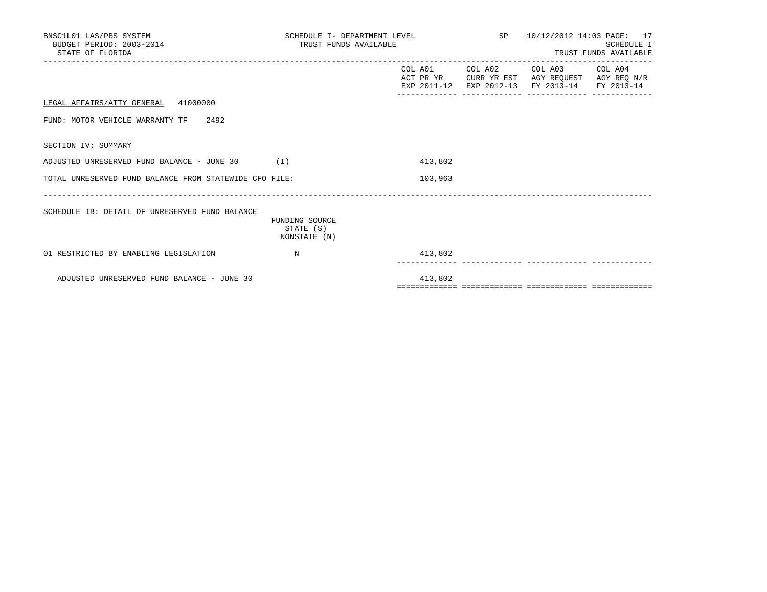BNSC1L01 LAS/PBS SYSTEM
BUDGET PERIOD: 2003-2014
STATE OF FLORIDA

SCHEDULE I- DEPARTMENT LEVEL
TRUST FUNDS AVAILABLE

SP 10/12/2012 14:03

SCHEDULE I
TRUST FUNDS AVAILABLE

| | | COL A01 ACT PR YR EXP 2011-12 | COL A02 CURR YR EST EXP 2012-13 | COL A03 AGY REQUEST FY 2013-14 | COL A04 AGY REQ N/R FY 2013-14 |
|---|---|---|---|---|---|
| LEGAL AFFAIRS/ATTY GENERAL 41000000 | | | | | |
| FUND: MOTOR VEHICLE WARRANTY TF 2492 | | | | | |
| SECTION IV: SUMMARY | | | | | |
| ADJUSTED UNRESERVED FUND BALANCE - JUNE 30 | (I) | 413,802 | | | |
| TOTAL UNRESERVED FUND BALANCE FROM STATEWIDE CFO FILE: | | 103,963 | | | |

| SCHEDULE IB: DETAIL OF UNRESERVED FUND BALANCE | FUNDING SOURCE STATE (S) NONSTATE (N) | | | | |
|---|---|---|---|---|---|
| 01 RESTRICTED BY ENABLING LEGISLATION | N | 413,802 | | | |
| ADJUSTED UNRESERVED FUND BALANCE - JUNE 30 | | 413,802 | | | |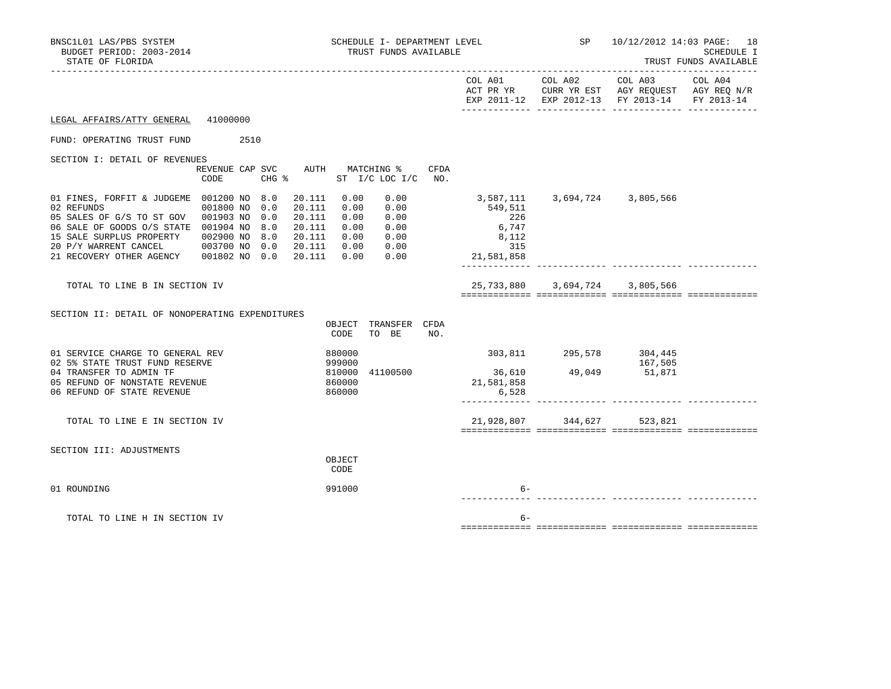BNSC1L01 LAS/PBS SYSTEM
BUDGET PERIOD: 2003-2014
STATE OF FLORIDA

SCHEDULE I- DEPARTMENT LEVEL
TRUST FUNDS AVAILABLE

SP 10/12/2012 14:03

SCHEDULE I
TRUST FUNDS AVAILABLE

LEGAL AFFAIRS/ATTY GENERAL 41000000

FUND: OPERATING TRUST FUND 2510

## SECTION I: DETAIL OF REVENUES

| | REVENUE CODE | CAP | SVC CHG % | AUTH ST | MATCHING % I/C | LOC I/C | CFDA NO. | COL A01 ACT PR YR EXP 2011-12 | COL A02 CURR YR EST EXP 2012-13 | COL A03 AGY REQUEST FY 2013-14 | COL A04 AGY REQ N/R FY 2013-14 |
|---|---|---|---|---|---|---|---|---|---|---|---|
| 01 FINES, FORFIT & JUDGEME | 001200 | NO | 8.0 | 20.111 | 0.00 | 0.00 | | 3,587,111 | 3,694,724 | 3,805,566 | |
| 02 REFUNDS | 001800 | NO | 0.0 | 20.111 | 0.00 | 0.00 | | 549,511 | | | |
| 05 SALES OF G/S TO ST GOV | 001903 | NO | 0.0 | 20.111 | 0.00 | 0.00 | | 226 | | | |
| 06 SALE OF GOODS O/S STATE | 001904 | NO | 8.0 | 20.111 | 0.00 | 0.00 | | 6,747 | | | |
| 15 SALE SURPLUS PROPERTY | 002900 | NO | 8.0 | 20.111 | 0.00 | 0.00 | | 8,112 | | | |
| 20 P/Y WARRENT CANCEL | 003700 | NO | 0.0 | 20.111 | 0.00 | 0.00 | | 315 | | | |
| 21 RECOVERY OTHER AGENCY | 001802 | NO | 0.0 | 20.111 | 0.00 | 0.00 | | 21,581,858 | | | |
| TOTAL TO LINE B IN SECTION IV | | | | | | | | 25,733,880 | 3,694,724 | 3,805,566 | |

## SECTION II: DETAIL OF NONOPERATING EXPENDITURES

| | OBJECT CODE | TRANSFER TO BE | CFDA NO. | COL A01 | COL A02 | COL A03 | COL A04 |
|---|---|---|---|---|---|---|---|
| 01 SERVICE CHARGE TO GENERAL REV | 880000 | | | 303,811 | 295,578 | 304,445 | |
| 02 5% STATE TRUST FUND RESERVE | 999000 | | | | | 167,505 | |
| 04 TRANSFER TO ADMIN TF | 810000 | 41100500 | | 36,610 | 49,049 | 51,871 | |
| 05 REFUND OF NONSTATE REVENUE | 860000 | | | 21,581,858 | | | |
| 06 REFUND OF STATE REVENUE | 860000 | | | 6,528 | | | |
| TOTAL TO LINE E IN SECTION IV | | | | 21,928,807 | 344,627 | 523,821 | |

## SECTION III: ADJUSTMENTS

| | OBJECT CODE | COL A01 | COL A02 | COL A03 | COL A04 |
|---|---|---|---|---|---|
| 01 ROUNDING | 991000 | 6- | | | |
| TOTAL TO LINE H IN SECTION IV | | 6- | | | |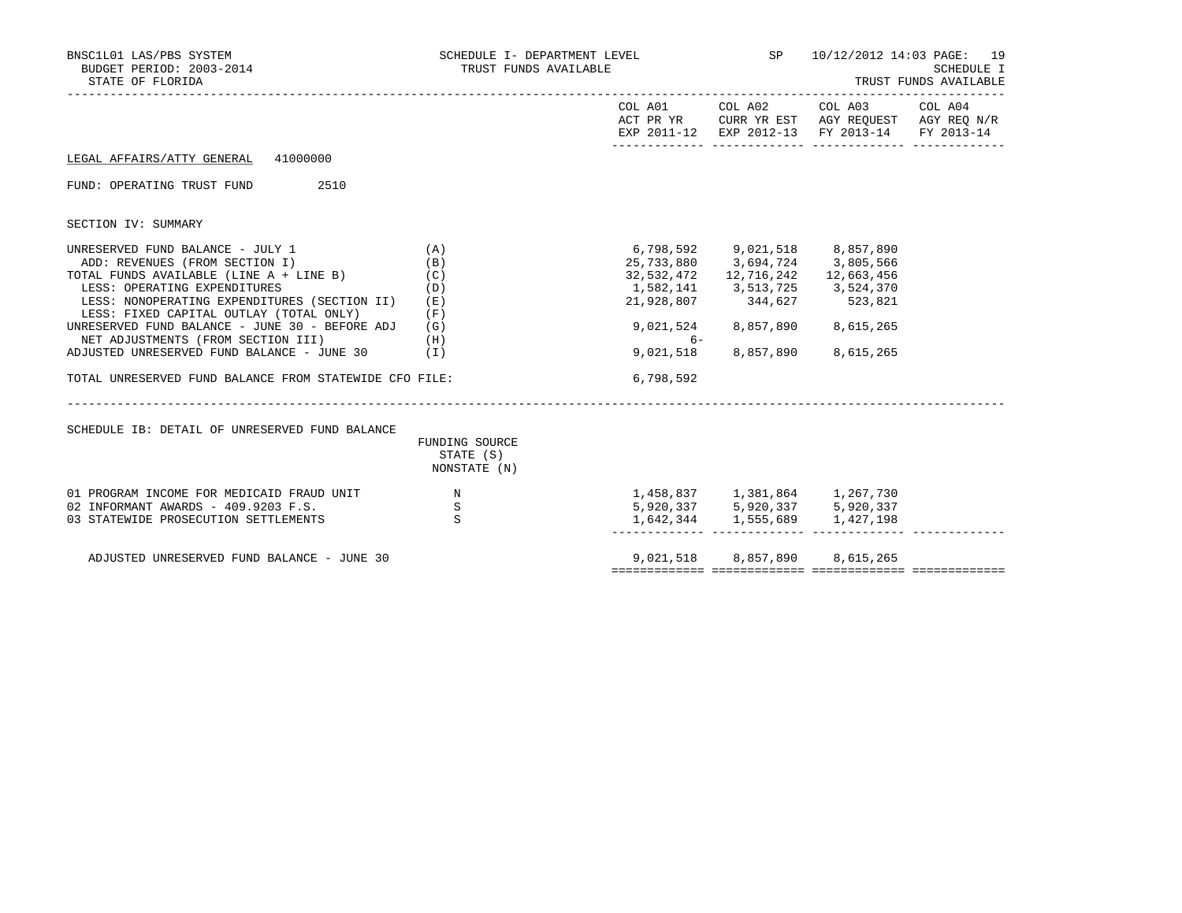BNSC1L01 LAS/PBS SYSTEM — SCHEDULE I- DEPARTMENT LEVEL — SP — 10/12/2012 14:03

BUDGET PERIOD: 2003-2014 — TRUST FUNDS AVAILABLE — SCHEDULE I

STATE OF FLORIDA — TRUST FUNDS AVAILABLE

LEGAL AFFAIRS/ATTY GENERAL 41000000

FUND: OPERATING TRUST FUND 2510

SECTION IV: SUMMARY

| | | COL A01 ACT PR YR EXP 2011-12 | COL A02 CURR YR EST EXP 2012-13 | COL A03 AGY REQUEST FY 2013-14 | COL A04 AGY REQ N/R FY 2013-14 |
|---|---|---|---|---|---|
| UNRESERVED FUND BALANCE - JULY 1 | (A) | 6,798,592 | 9,021,518 | 8,857,890 | |
| ADD: REVENUES (FROM SECTION I) | (B) | 25,733,880 | 3,694,724 | 3,805,566 | |
| TOTAL FUNDS AVAILABLE (LINE A + LINE B) | (C) | 32,532,472 | 12,716,242 | 12,663,456 | |
| LESS: OPERATING EXPENDITURES | (D) | 1,582,141 | 3,513,725 | 3,524,370 | |
| LESS: NONOPERATING EXPENDITURES (SECTION II) | (E) | 21,928,807 | 344,627 | 523,821 | |
| LESS: FIXED CAPITAL OUTLAY (TOTAL ONLY) | (F) | | | | |
| UNRESERVED FUND BALANCE - JUNE 30 - BEFORE ADJ | (G) | 9,021,524 | 8,857,890 | 8,615,265 | |
| NET ADJUSTMENTS (FROM SECTION III) | (H) | 6- | | | |
| ADJUSTED UNRESERVED FUND BALANCE - JUNE 30 | (I) | 9,021,518 | 8,857,890 | 8,615,265 | |
| TOTAL UNRESERVED FUND BALANCE FROM STATEWIDE CFO FILE: | | 6,798,592 | | | |

SCHEDULE IB: DETAIL OF UNRESERVED FUND BALANCE

| | FUNDING SOURCE STATE (S) NONSTATE (N) | COL A01 | COL A02 | COL A03 | COL A04 |
|---|---|---|---|---|---|
| 01 PROGRAM INCOME FOR MEDICAID FRAUD UNIT | N | 1,458,837 | 1,381,864 | 1,267,730 | |
| 02 INFORMANT AWARDS - 409.9203 F.S. | S | 5,920,337 | 5,920,337 | 5,920,337 | |
| 03 STATEWIDE PROSECUTION SETTLEMENTS | S | 1,642,344 | 1,555,689 | 1,427,198 | |
| ADJUSTED UNRESERVED FUND BALANCE - JUNE 30 | | 9,021,518 | 8,857,890 | 8,615,265 | |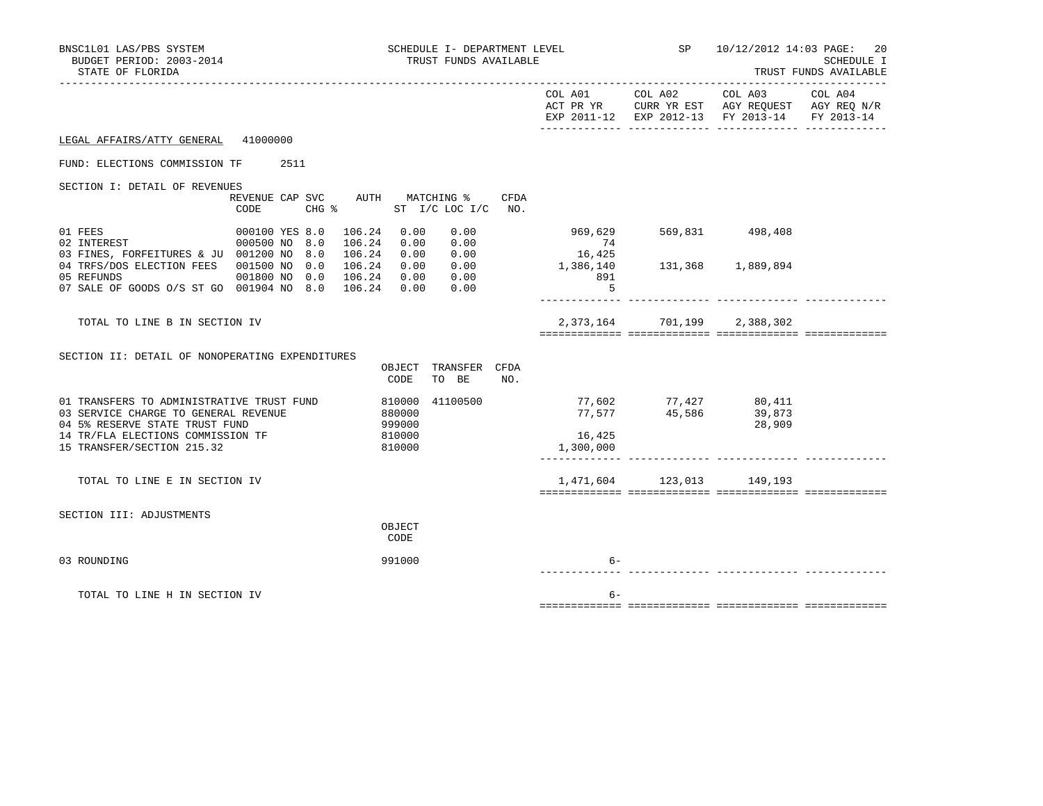BNSC1L01 LAS/PBS SYSTEM — SCHEDULE I- DEPARTMENT LEVEL — TRUST FUNDS AVAILABLE
BUDGET PERIOD: 2003-2014 — SP 10/12/2012 14:03 — SCHEDULE I
STATE OF FLORIDA — TRUST FUNDS AVAILABLE

LEGAL AFFAIRS/ATTY GENERAL 41000000

FUND: ELECTIONS COMMISSION TF 2511

## SECTION I: DETAIL OF REVENUES

| | REVENUE CODE | CAP | SVC CHG % | AUTH | MATCHING % ST I/C | LOC I/C | CFDA NO. | COL A01 ACT PR YR EXP 2011-12 | COL A02 CURR YR EST EXP 2012-13 | COL A03 AGY REQUEST FY 2013-14 | COL A04 AGY REQ N/R FY 2013-14 |
|---|---|---|---|---|---|---|---|---|---|---|---|
| 01 FEES | 000100 | YES | 8.0 | 106.24 | 0.00 | 0.00 | | 969,629 | 569,831 | 498,408 | |
| 02 INTEREST | 000500 | NO | 8.0 | 106.24 | 0.00 | 0.00 | | 74 | | | |
| 03 FINES, FORFEITURES & JU | 001200 | NO | 8.0 | 106.24 | 0.00 | 0.00 | | 16,425 | | | |
| 04 TRFS/DOS ELECTION FEES | 001500 | NO | 0.0 | 106.24 | 0.00 | 0.00 | | 1,386,140 | 131,368 | 1,889,894 | |
| 05 REFUNDS | 001800 | NO | 0.0 | 106.24 | 0.00 | 0.00 | | 891 | | | |
| 07 SALE OF GOODS O/S ST GO | 001904 | NO | 8.0 | 106.24 | 0.00 | 0.00 | | 5 | | | |
| TOTAL TO LINE B IN SECTION IV | | | | | | | | 2,373,164 | 701,199 | 2,388,302 | |

## SECTION II: DETAIL OF NONOPERATING EXPENDITURES

| | OBJECT CODE | TRANSFER TO BE | CFDA NO. | COL A01 ACT PR YR EXP 2011-12 | COL A02 CURR YR EST EXP 2012-13 | COL A03 AGY REQUEST FY 2013-14 | COL A04 AGY REQ N/R FY 2013-14 |
|---|---|---|---|---|---|---|---|
| 01 TRANSFERS TO ADMINISTRATIVE TRUST FUND | 810000 | 41100500 | | 77,602 | 77,427 | 80,411 | |
| 03 SERVICE CHARGE TO GENERAL REVENUE | 880000 | | | 77,577 | 45,586 | 39,873 | |
| 04 5% RESERVE STATE TRUST FUND | 999000 | | | | | 28,909 | |
| 14 TR/FLA ELECTIONS COMMISSION TF | 810000 | | | 16,425 | | | |
| 15 TRANSFER/SECTION 215.32 | 810000 | | | 1,300,000 | | | |
| TOTAL TO LINE E IN SECTION IV | | | | 1,471,604 | 123,013 | 149,193 | |

## SECTION III: ADJUSTMENTS

| | OBJECT CODE | COL A01 ACT PR YR EXP 2011-12 | COL A02 CURR YR EST EXP 2012-13 | COL A03 AGY REQUEST FY 2013-14 | COL A04 AGY REQ N/R FY 2013-14 |
|---|---|---|---|---|---|
| 03 ROUNDING | 991000 | 6- | | | |
| TOTAL TO LINE H IN SECTION IV | | 6- | | | |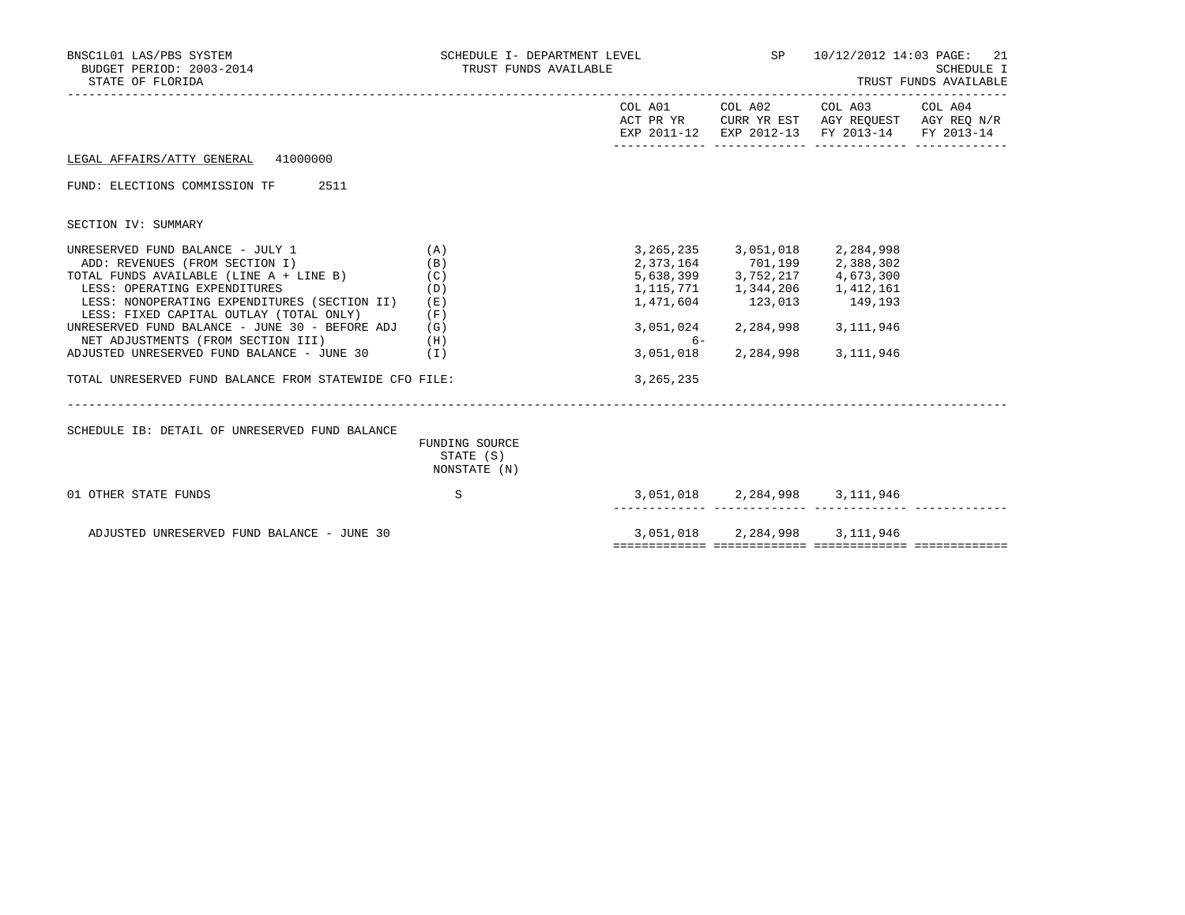BNSC1L01 LAS/PBS SYSTEM
BUDGET PERIOD: 2003-2014
STATE OF FLORIDA

SCHEDULE I- DEPARTMENT LEVEL
TRUST FUNDS AVAILABLE

SP 10/12/2012 14:03

SCHEDULE I
TRUST FUNDS AVAILABLE

LEGAL AFFAIRS/ATTY GENERAL 41000000

FUND: ELECTIONS COMMISSION TF 2511

SECTION IV: SUMMARY

| | | COL A01 ACT PR YR EXP 2011-12 | COL A02 CURR YR EST EXP 2012-13 | COL A03 AGY REQUEST FY 2013-14 | COL A04 AGY REQ N/R FY 2013-14 |
|---|---|---|---|---|---|
| UNRESERVED FUND BALANCE - JULY 1 | (A) | 3,265,235 | 3,051,018 | 2,284,998 | |
| ADD: REVENUES (FROM SECTION I) | (B) | 2,373,164 | 701,199 | 2,388,302 | |
| TOTAL FUNDS AVAILABLE (LINE A + LINE B) | (C) | 5,638,399 | 3,752,217 | 4,673,300 | |
| LESS: OPERATING EXPENDITURES | (D) | 1,115,771 | 1,344,206 | 1,412,161 | |
| LESS: NONOPERATING EXPENDITURES (SECTION II) | (E) | 1,471,604 | 123,013 | 149,193 | |
| LESS: FIXED CAPITAL OUTLAY (TOTAL ONLY) | (F) | | | | |
| UNRESERVED FUND BALANCE - JUNE 30 - BEFORE ADJ | (G) | 3,051,024 | 2,284,998 | 3,111,946 | |
| NET ADJUSTMENTS (FROM SECTION III) | (H) | 6- | | | |
| ADJUSTED UNRESERVED FUND BALANCE - JUNE 30 | (I) | 3,051,018 | 2,284,998 | 3,111,946 | |
| TOTAL UNRESERVED FUND BALANCE FROM STATEWIDE CFO FILE: | | 3,265,235 | | | |

SCHEDULE IB: DETAIL OF UNRESERVED FUND BALANCE

| | FUNDING SOURCE STATE (S) NONSTATE (N) | COL A01 | COL A02 | COL A03 | COL A04 |
|---|---|---|---|---|---|
| 01 OTHER STATE FUNDS | S | 3,051,018 | 2,284,998 | 3,111,946 | |
| ADJUSTED UNRESERVED FUND BALANCE - JUNE 30 | | 3,051,018 | 2,284,998 | 3,111,946 | |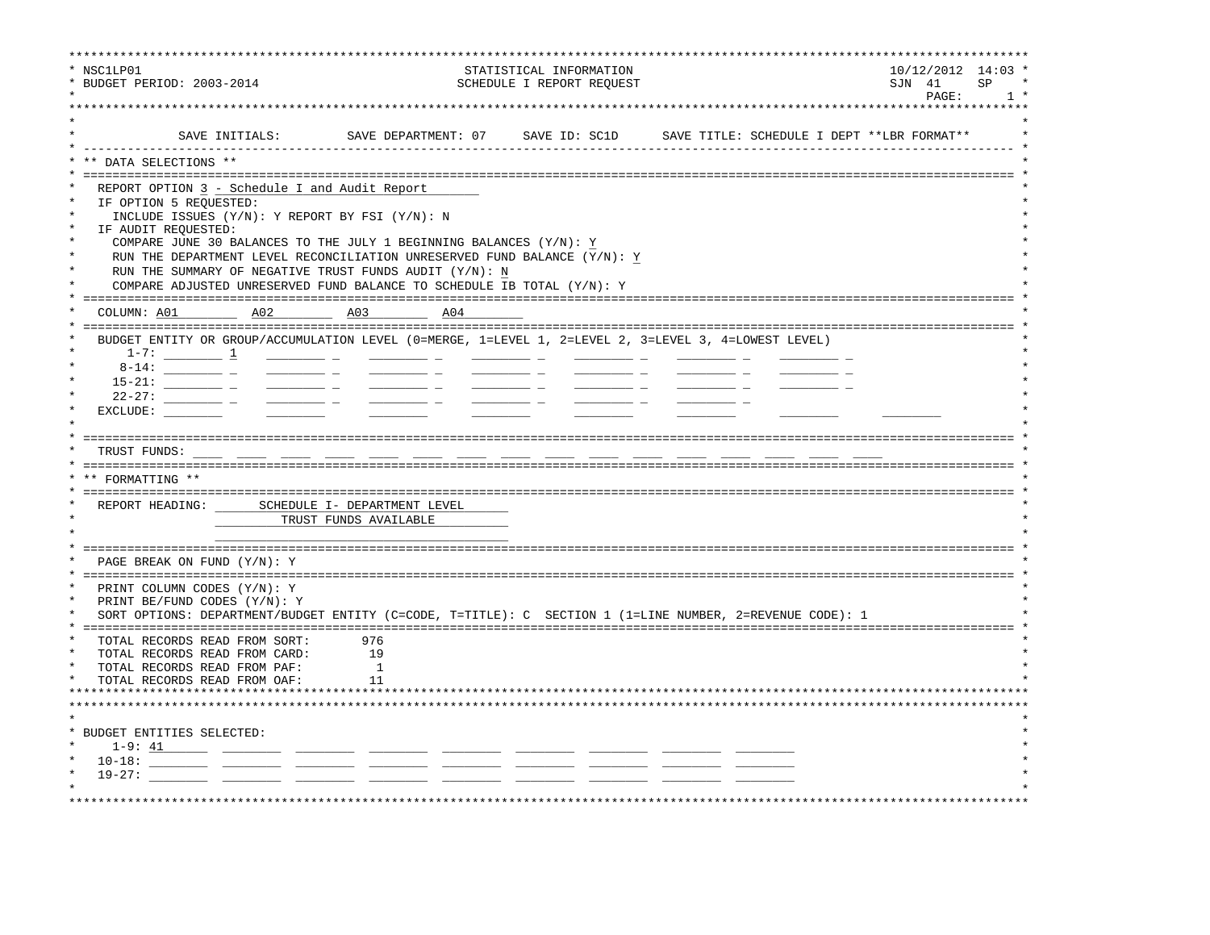```
NSC1LP01                                   STATISTICAL INFORMATION                                  10/12/2012  14:03
BUDGET PERIOD: 2003-2014                   SCHEDULE I REPORT REQUEST                                SJN  41     SP
                                                                                                    PAGE:        1

            SAVE INITIALS:         SAVE DEPARTMENT: 07     SAVE ID: SC1D      SAVE TITLE: SCHEDULE I DEPT **LBR FORMAT**
-----------------------------------------------------------------------------------------------------------------------
** DATA SELECTIONS **
=======================================================================================================================
 REPORT OPTION 3 - Schedule I and Audit Report
 IF OPTION 5 REQUESTED:
   INCLUDE ISSUES (Y/N): Y REPORT BY FSI (Y/N): N
 IF AUDIT REQUESTED:
   COMPARE JUNE 30 BALANCES TO THE JULY 1 BEGINNING BALANCES (Y/N): Y
   RUN THE DEPARTMENT LEVEL RECONCILIATION UNRESERVED FUND BALANCE (Y/N): Y
   RUN THE SUMMARY OF NEGATIVE TRUST FUNDS AUDIT (Y/N): N
   COMPARE ADJUSTED UNRESERVED FUND BALANCE TO SCHEDULE IB TOTAL (Y/N): Y
=======================================================================================================================
 COLUMN: A01        A02        A03        A04
=======================================================================================================================
 BUDGET ENTITY OR GROUP/ACCUMULATION LEVEL (0=MERGE, 1=LEVEL 1, 2=LEVEL 2, 3=LEVEL 3, 4=LOWEST LEVEL)
      1-7: ________ 1    ________ _    ________ _    ________ _    ________ _    ________ _    ________ _
     8-14: ________ _    ________ _    ________ _    ________ _    ________ _    ________ _    ________ _
    15-21: ________ _    ________ _    ________ _    ________ _    ________ _    ________ _    ________ _
    22-27: ________ _    ________ _    ________ _    ________ _    ________ _    ________ _
 EXCLUDE: ________      ________      ________      ________      ________      ________      ________      ________

=======================================================================================================================
 TRUST FUNDS: ____ ____ ____ ____ ____ ____ ____ ____ ____ ____ ____ ____ ____ ____ ____ ____
=======================================================================================================================
** FORMATTING **
=======================================================================================================================
 REPORT HEADING:      SCHEDULE I- DEPARTMENT LEVEL
                         TRUST FUNDS AVAILABLE

=======================================================================================================================
 PAGE BREAK ON FUND (Y/N): Y
=======================================================================================================================
 PRINT COLUMN CODES (Y/N): Y
 PRINT BE/FUND CODES (Y/N): Y
 SORT OPTIONS: DEPARTMENT/BUDGET ENTITY (C=CODE, T=TITLE): C  SECTION 1 (1=LINE NUMBER, 2=REVENUE CODE): 1
=======================================================================================================================
 TOTAL RECORDS READ FROM SORT:       976
 TOTAL RECORDS READ FROM CARD:        19
 TOTAL RECORDS READ FROM PAF:          1
 TOTAL RECORDS READ FROM OAF:         11


BUDGET ENTITIES SELECTED:
    1-9: 41______  ________  ________  ________  ________  ________  ________  ________  ________
  10-18: ________  ________  ________  ________  ________  ________  ________  ________  ________
  19-27: ________  ________  ________  ________  ________  ________  ________  ________  ________
```